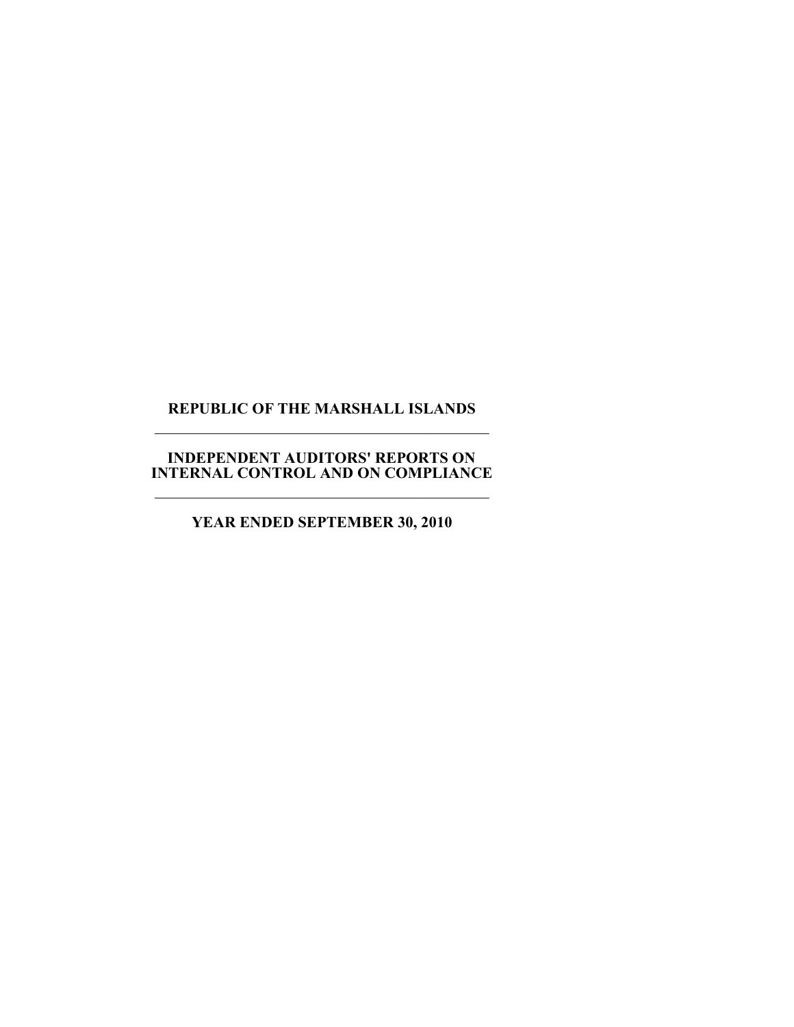# REPUBLIC OF THE MARSHALL ISLANDS

---

## INDEPENDENT AUDITORS' REPORTS ON INTERNAL CONTROL AND ON COMPLIANCE

---

### YEAR ENDED SEPTEMBER 30, 2010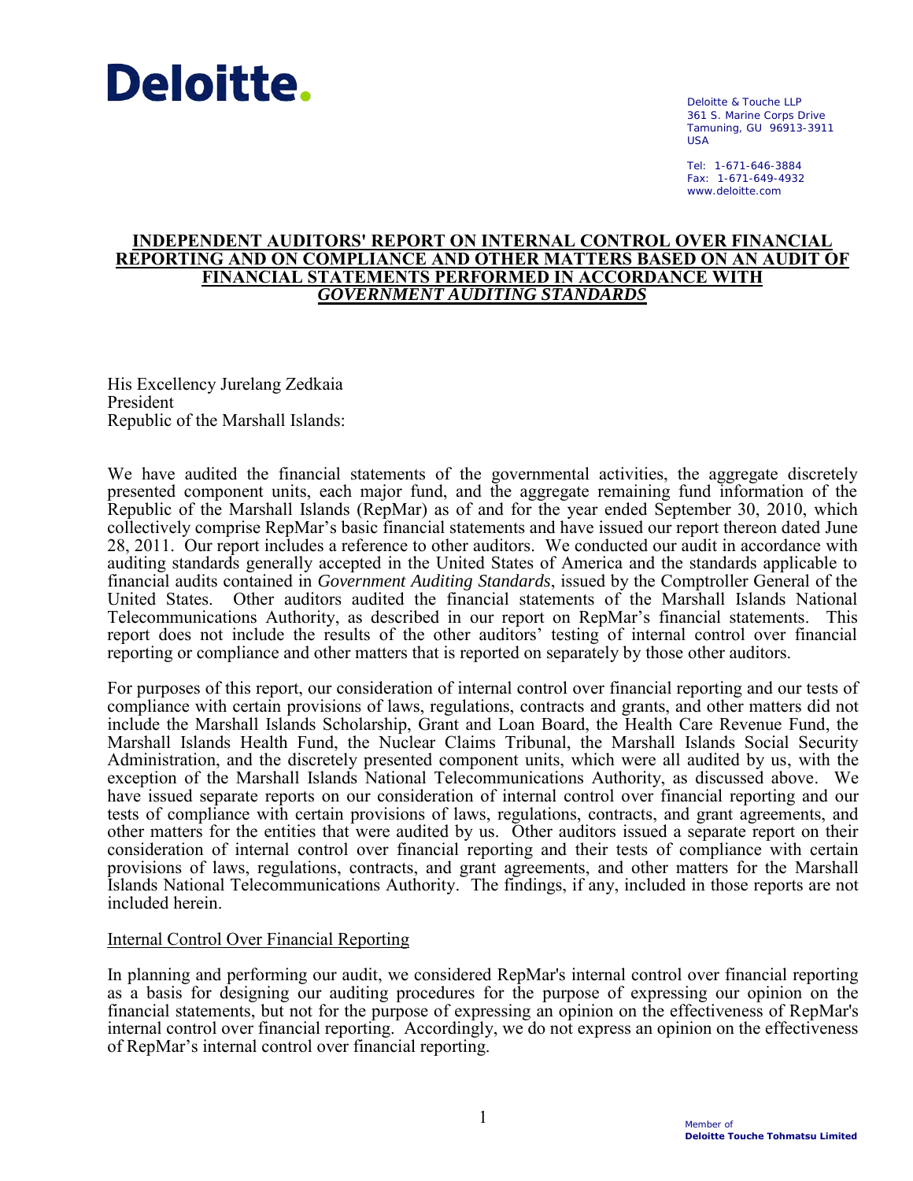Deloitte.

Deloitte & Touche LLP
361 S. Marine Corps Drive
Tamuning, GU 96913-3911
USA

Tel: 1-671-646-3884
Fax: 1-671-649-4932
www.deloitte.com

# INDEPENDENT AUDITORS' REPORT ON INTERNAL CONTROL OVER FINANCIAL REPORTING AND ON COMPLIANCE AND OTHER MATTERS BASED ON AN AUDIT OF FINANCIAL STATEMENTS PERFORMED IN ACCORDANCE WITH *GOVERNMENT AUDITING STANDARDS*

His Excellency Jurelang Zedkaia
President
Republic of the Marshall Islands:

We have audited the financial statements of the governmental activities, the aggregate discretely presented component units, each major fund, and the aggregate remaining fund information of the Republic of the Marshall Islands (RepMar) as of and for the year ended September 30, 2010, which collectively comprise RepMar's basic financial statements and have issued our report thereon dated June 28, 2011. Our report includes a reference to other auditors. We conducted our audit in accordance with auditing standards generally accepted in the United States of America and the standards applicable to financial audits contained in *Government Auditing Standards*, issued by the Comptroller General of the United States. Other auditors audited the financial statements of the Marshall Islands National Telecommunications Authority, as described in our report on RepMar's financial statements. This report does not include the results of the other auditors' testing of internal control over financial reporting or compliance and other matters that is reported on separately by those other auditors.

For purposes of this report, our consideration of internal control over financial reporting and our tests of compliance with certain provisions of laws, regulations, contracts and grants, and other matters did not include the Marshall Islands Scholarship, Grant and Loan Board, the Health Care Revenue Fund, the Marshall Islands Health Fund, the Nuclear Claims Tribunal, the Marshall Islands Social Security Administration, and the discretely presented component units, which were all audited by us, with the exception of the Marshall Islands National Telecommunications Authority, as discussed above. We have issued separate reports on our consideration of internal control over financial reporting and our tests of compliance with certain provisions of laws, regulations, contracts, and grant agreements, and other matters for the entities that were audited by us. Other auditors issued a separate report on their consideration of internal control over financial reporting and their tests of compliance with certain provisions of laws, regulations, contracts, and grant agreements, and other matters for the Marshall Islands National Telecommunications Authority. The findings, if any, included in those reports are not included herein.

## Internal Control Over Financial Reporting

In planning and performing our audit, we considered RepMar's internal control over financial reporting as a basis for designing our auditing procedures for the purpose of expressing our opinion on the financial statements, but not for the purpose of expressing an opinion on the effectiveness of RepMar's internal control over financial reporting. Accordingly, we do not express an opinion on the effectiveness of RepMar's internal control over financial reporting.

Member of
**Deloitte Touche Tohmatsu Limited**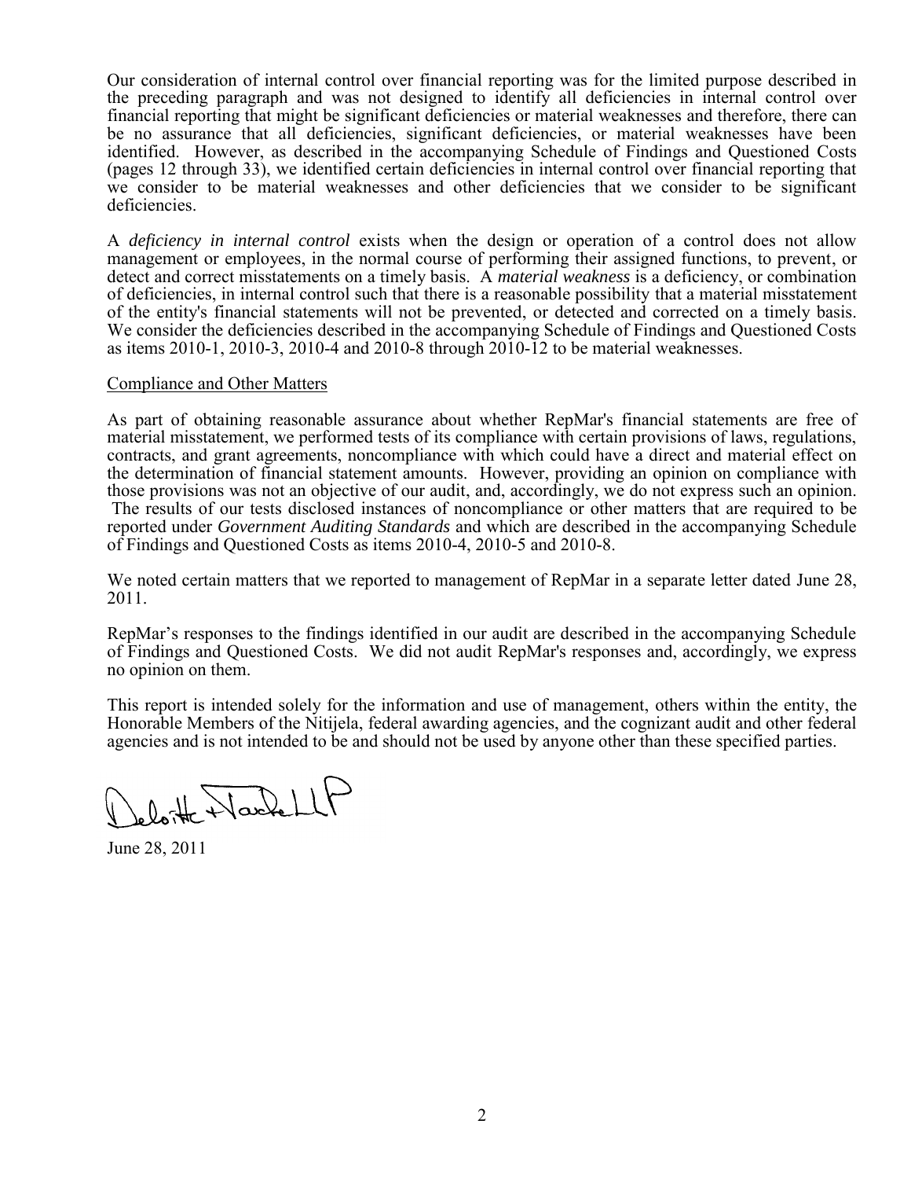Our consideration of internal control over financial reporting was for the limited purpose described in the preceding paragraph and was not designed to identify all deficiencies in internal control over financial reporting that might be significant deficiencies or material weaknesses and therefore, there can be no assurance that all deficiencies, significant deficiencies, or material weaknesses have been identified. However, as described in the accompanying Schedule of Findings and Questioned Costs (pages 12 through 33), we identified certain deficiencies in internal control over financial reporting that we consider to be material weaknesses and other deficiencies that we consider to be significant deficiencies.

A *deficiency in internal control* exists when the design or operation of a control does not allow management or employees, in the normal course of performing their assigned functions, to prevent, or detect and correct misstatements on a timely basis. A *material weakness* is a deficiency, or combination of deficiencies, in internal control such that there is a reasonable possibility that a material misstatement of the entity's financial statements will not be prevented, or detected and corrected on a timely basis. We consider the deficiencies described in the accompanying Schedule of Findings and Questioned Costs as items 2010-1, 2010-3, 2010-4 and 2010-8 through 2010-12 to be material weaknesses.

Compliance and Other Matters

As part of obtaining reasonable assurance about whether RepMar's financial statements are free of material misstatement, we performed tests of its compliance with certain provisions of laws, regulations, contracts, and grant agreements, noncompliance with which could have a direct and material effect on the determination of financial statement amounts. However, providing an opinion on compliance with those provisions was not an objective of our audit, and, accordingly, we do not express such an opinion. The results of our tests disclosed instances of noncompliance or other matters that are required to be reported under *Government Auditing Standards* and which are described in the accompanying Schedule of Findings and Questioned Costs as items 2010-4, 2010-5 and 2010-8.

We noted certain matters that we reported to management of RepMar in a separate letter dated June 28, 2011.

RepMar's responses to the findings identified in our audit are described in the accompanying Schedule of Findings and Questioned Costs. We did not audit RepMar's responses and, accordingly, we express no opinion on them.

This report is intended solely for the information and use of management, others within the entity, the Honorable Members of the Nitijela, federal awarding agencies, and the cognizant audit and other federal agencies and is not intended to be and should not be used by anyone other than these specified parties.

Deloitte + Touche LLP

June 28, 2011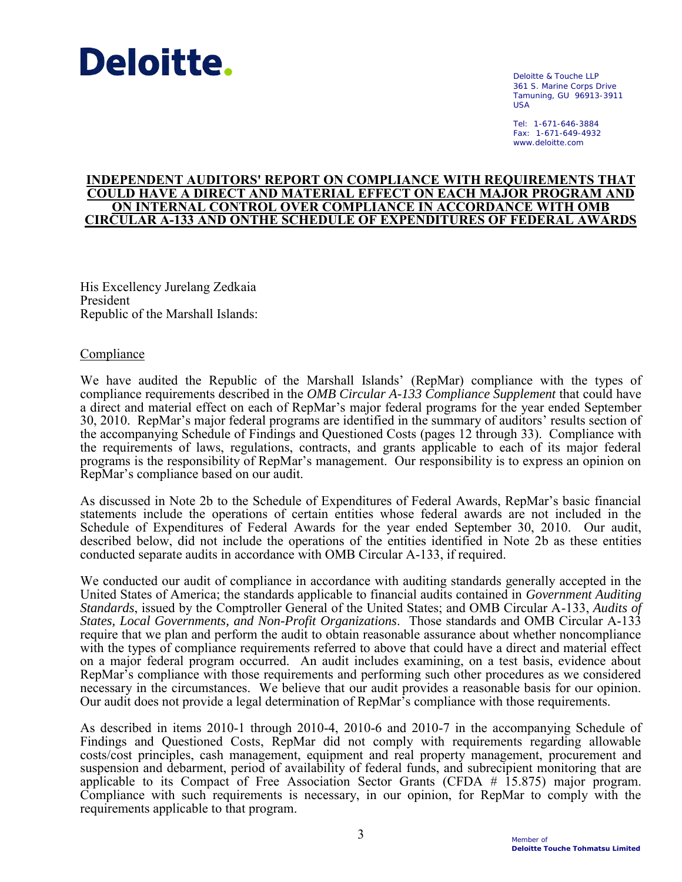**Deloitte.**

Deloitte & Touche LLP
361 S. Marine Corps Drive
Tamuning, GU 96913-3911
USA

Tel: 1-671-646-3884
Fax: 1-671-649-4932
www.deloitte.com

## INDEPENDENT AUDITORS' REPORT ON COMPLIANCE WITH REQUIREMENTS THAT COULD HAVE A DIRECT AND MATERIAL EFFECT ON EACH MAJOR PROGRAM AND ON INTERNAL CONTROL OVER COMPLIANCE IN ACCORDANCE WITH OMB CIRCULAR A-133 AND ONTHE SCHEDULE OF EXPENDITURES OF FEDERAL AWARDS

His Excellency Jurelang Zedkaia
President
Republic of the Marshall Islands:

Compliance

We have audited the Republic of the Marshall Islands' (RepMar) compliance with the types of compliance requirements described in the *OMB Circular A-133 Compliance Supplement* that could have a direct and material effect on each of RepMar's major federal programs for the year ended September 30, 2010. RepMar's major federal programs are identified in the summary of auditors' results section of the accompanying Schedule of Findings and Questioned Costs (pages 12 through 33). Compliance with the requirements of laws, regulations, contracts, and grants applicable to each of its major federal programs is the responsibility of RepMar's management. Our responsibility is to express an opinion on RepMar's compliance based on our audit.

As discussed in Note 2b to the Schedule of Expenditures of Federal Awards, RepMar's basic financial statements include the operations of certain entities whose federal awards are not included in the Schedule of Expenditures of Federal Awards for the year ended September 30, 2010. Our audit, described below, did not include the operations of the entities identified in Note 2b as these entities conducted separate audits in accordance with OMB Circular A-133, if required.

We conducted our audit of compliance in accordance with auditing standards generally accepted in the United States of America; the standards applicable to financial audits contained in *Government Auditing Standards*, issued by the Comptroller General of the United States; and OMB Circular A-133, *Audits of States, Local Governments, and Non-Profit Organizations*. Those standards and OMB Circular A-133 require that we plan and perform the audit to obtain reasonable assurance about whether noncompliance with the types of compliance requirements referred to above that could have a direct and material effect on a major federal program occurred. An audit includes examining, on a test basis, evidence about RepMar's compliance with those requirements and performing such other procedures as we considered necessary in the circumstances. We believe that our audit provides a reasonable basis for our opinion. Our audit does not provide a legal determination of RepMar's compliance with those requirements.

As described in items 2010-1 through 2010-4, 2010-6 and 2010-7 in the accompanying Schedule of Findings and Questioned Costs, RepMar did not comply with requirements regarding allowable costs/cost principles, cash management, equipment and real property management, procurement and suspension and debarment, period of availability of federal funds, and subrecipient monitoring that are applicable to its Compact of Free Association Sector Grants (CFDA # 15.875) major program. Compliance with such requirements is necessary, in our opinion, for RepMar to comply with the requirements applicable to that program.

Member of
**Deloitte Touche Tohmatsu Limited**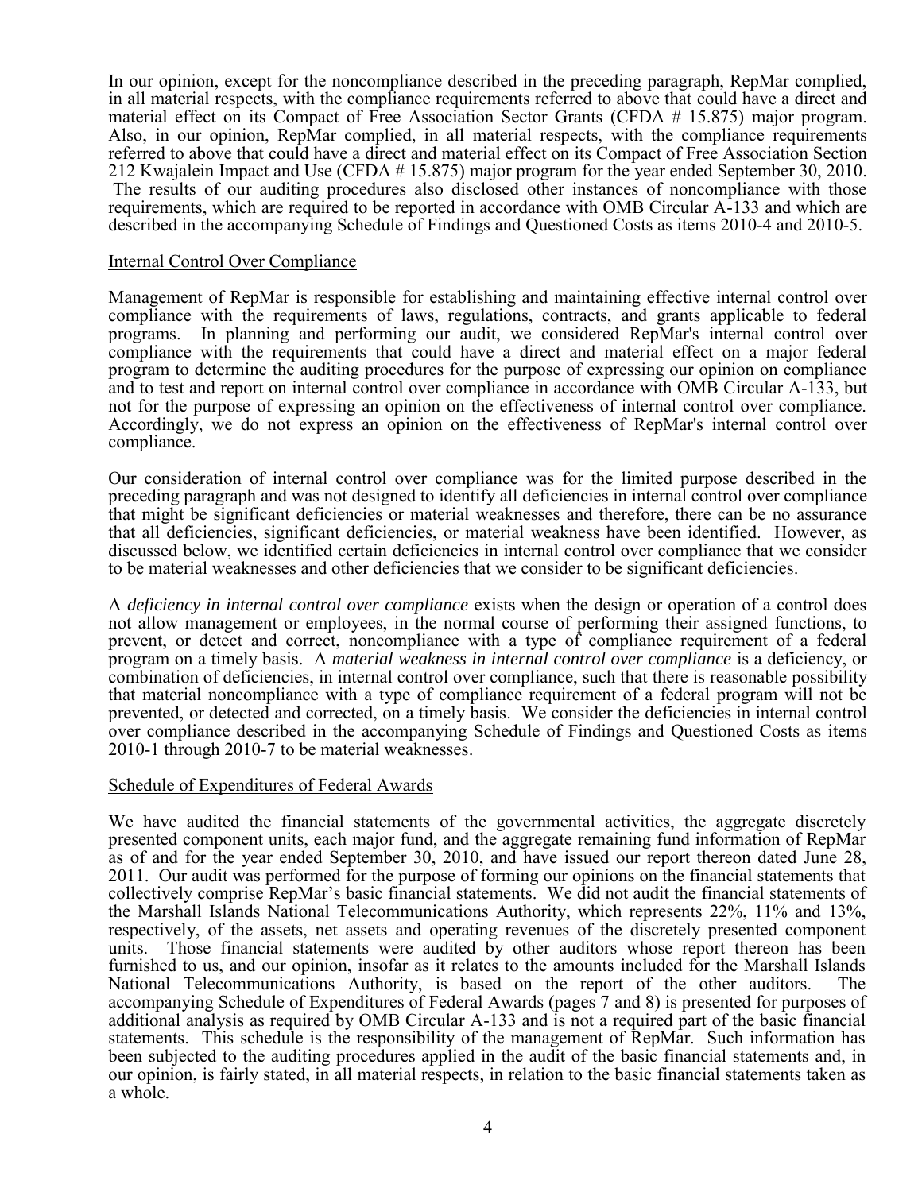In our opinion, except for the noncompliance described in the preceding paragraph, RepMar complied, in all material respects, with the compliance requirements referred to above that could have a direct and material effect on its Compact of Free Association Sector Grants (CFDA # 15.875) major program. Also, in our opinion, RepMar complied, in all material respects, with the compliance requirements referred to above that could have a direct and material effect on its Compact of Free Association Section 212 Kwajalein Impact and Use (CFDA # 15.875) major program for the year ended September 30, 2010. The results of our auditing procedures also disclosed other instances of noncompliance with those requirements, which are required to be reported in accordance with OMB Circular A-133 and which are described in the accompanying Schedule of Findings and Questioned Costs as items 2010-4 and 2010-5.

Internal Control Over Compliance

Management of RepMar is responsible for establishing and maintaining effective internal control over compliance with the requirements of laws, regulations, contracts, and grants applicable to federal programs. In planning and performing our audit, we considered RepMar's internal control over compliance with the requirements that could have a direct and material effect on a major federal program to determine the auditing procedures for the purpose of expressing our opinion on compliance and to test and report on internal control over compliance in accordance with OMB Circular A-133, but not for the purpose of expressing an opinion on the effectiveness of internal control over compliance. Accordingly, we do not express an opinion on the effectiveness of RepMar's internal control over compliance.

Our consideration of internal control over compliance was for the limited purpose described in the preceding paragraph and was not designed to identify all deficiencies in internal control over compliance that might be significant deficiencies or material weaknesses and therefore, there can be no assurance that all deficiencies, significant deficiencies, or material weakness have been identified. However, as discussed below, we identified certain deficiencies in internal control over compliance that we consider to be material weaknesses and other deficiencies that we consider to be significant deficiencies.

A *deficiency in internal control over compliance* exists when the design or operation of a control does not allow management or employees, in the normal course of performing their assigned functions, to prevent, or detect and correct, noncompliance with a type of compliance requirement of a federal program on a timely basis. A *material weakness in internal control over compliance* is a deficiency, or combination of deficiencies, in internal control over compliance, such that there is reasonable possibility that material noncompliance with a type of compliance requirement of a federal program will not be prevented, or detected and corrected, on a timely basis. We consider the deficiencies in internal control over compliance described in the accompanying Schedule of Findings and Questioned Costs as items 2010-1 through 2010-7 to be material weaknesses.

Schedule of Expenditures of Federal Awards

We have audited the financial statements of the governmental activities, the aggregate discretely presented component units, each major fund, and the aggregate remaining fund information of RepMar as of and for the year ended September 30, 2010, and have issued our report thereon dated June 28, 2011. Our audit was performed for the purpose of forming our opinions on the financial statements that collectively comprise RepMar's basic financial statements. We did not audit the financial statements of the Marshall Islands National Telecommunications Authority, which represents 22%, 11% and 13%, respectively, of the assets, net assets and operating revenues of the discretely presented component units. Those financial statements were audited by other auditors whose report thereon has been furnished to us, and our opinion, insofar as it relates to the amounts included for the Marshall Islands National Telecommunications Authority, is based on the report of the other auditors. The accompanying Schedule of Expenditures of Federal Awards (pages 7 and 8) is presented for purposes of additional analysis as required by OMB Circular A-133 and is not a required part of the basic financial statements. This schedule is the responsibility of the management of RepMar. Such information has been subjected to the auditing procedures applied in the audit of the basic financial statements and, in our opinion, is fairly stated, in all material respects, in relation to the basic financial statements taken as a whole.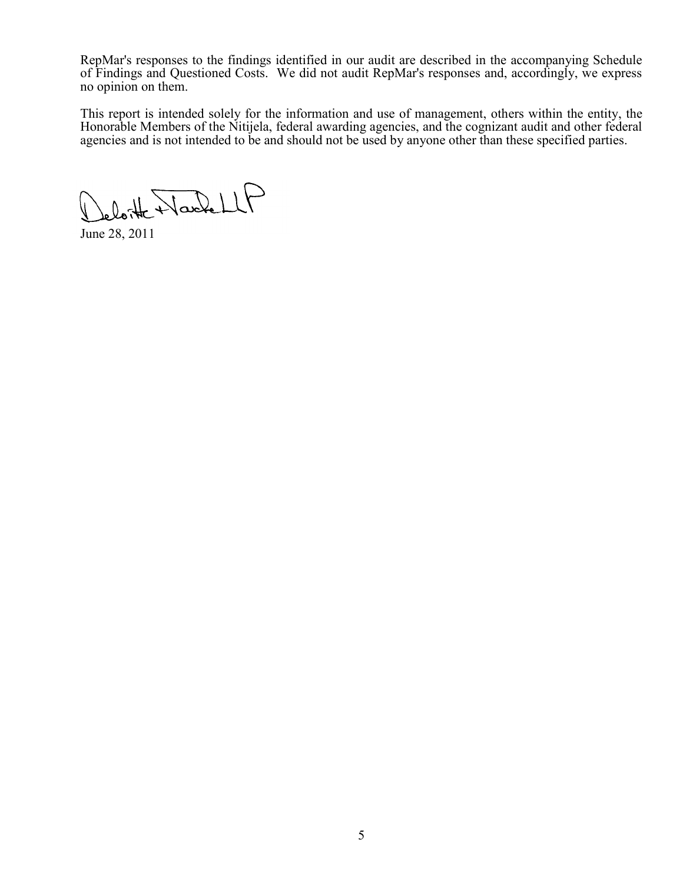RepMar's responses to the findings identified in our audit are described in the accompanying Schedule of Findings and Questioned Costs. We did not audit RepMar's responses and, accordingly, we express no opinion on them.

This report is intended solely for the information and use of management, others within the entity, the Honorable Members of the Nitijela, federal awarding agencies, and the cognizant audit and other federal agencies and is not intended to be and should not be used by anyone other than these specified parties.

Deloitte + Touche LLP

June 28, 2011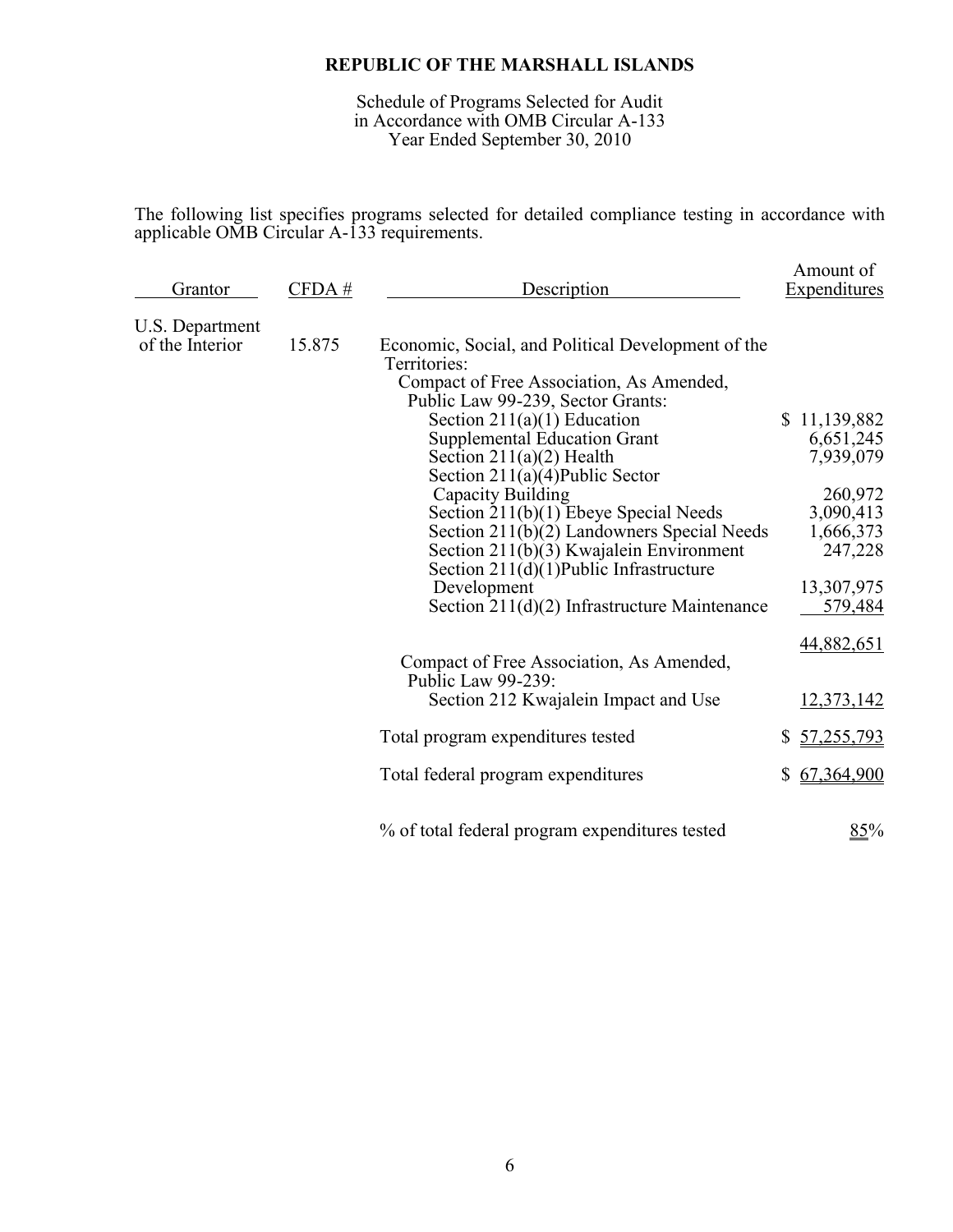# REPUBLIC OF THE MARSHALL ISLANDS

Schedule of Programs Selected for Audit
in Accordance with OMB Circular A-133
Year Ended September 30, 2010

The following list specifies programs selected for detailed compliance testing in accordance with applicable OMB Circular A-133 requirements.

| Grantor | CFDA # | Description | Amount of Expenditures |
|---|---|---|---|
| U.S. Department of the Interior | 15.875 | Economic, Social, and Political Development of the Territories: | |
| | | Compact of Free Association, As Amended, Public Law 99-239, Sector Grants: | |
| | | Section 211(a)(1) Education | $ 11,139,882 |
| | | Supplemental Education Grant | 6,651,245 |
| | | Section 211(a)(2) Health | 7,939,079 |
| | | Section 211(a)(4)Public Sector Capacity Building | 260,972 |
| | | Section 211(b)(1) Ebeye Special Needs | 3,090,413 |
| | | Section 211(b)(2) Landowners Special Needs | 1,666,373 |
| | | Section 211(b)(3) Kwajalein Environment | 247,228 |
| | | Section 211(d)(1)Public Infrastructure Development | 13,307,975 |
| | | Section 211(d)(2) Infrastructure Maintenance | 579,484 |
| | | | 44,882,651 |
| | | Compact of Free Association, As Amended, Public Law 99-239: | |
| | | Section 212 Kwajalein Impact and Use | 12,373,142 |
| | | Total program expenditures tested | $ 57,255,793 |
| | | Total federal program expenditures | $ 67,364,900 |
| | | % of total federal program expenditures tested | 85% |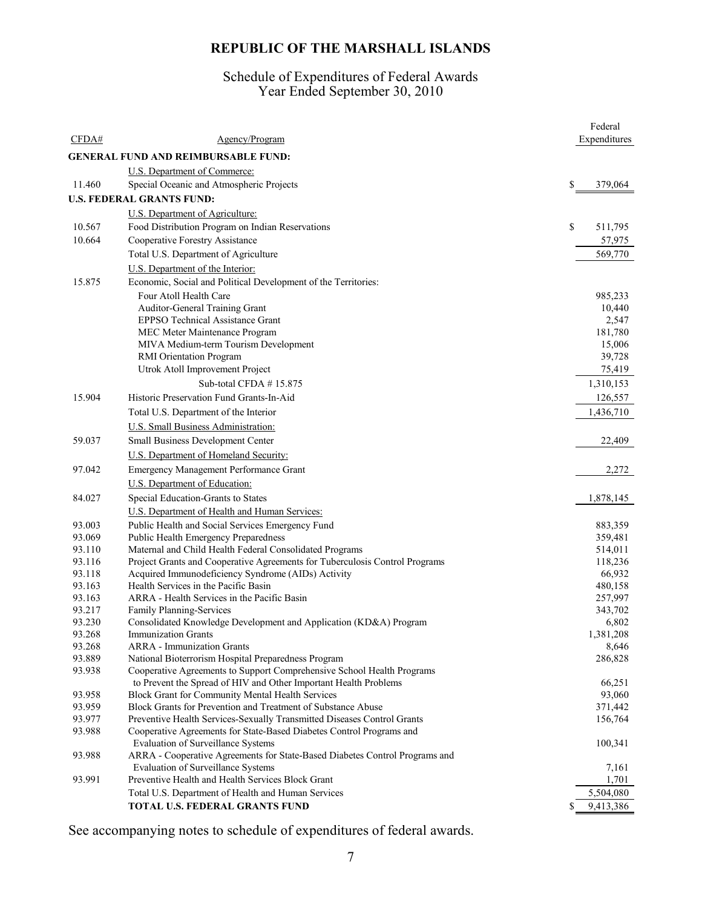# REPUBLIC OF THE MARSHALL ISLANDS

## Schedule of Expenditures of Federal Awards
## Year Ended September 30, 2010

| CFDA# | Agency/Program | Federal Expenditures |
|---|---|---|
| | **GENERAL FUND AND REIMBURSABLE FUND:** | |
| | U.S. Department of Commerce: | |
| 11.460 | Special Oceanic and Atmospheric Projects | $ 379,064 |
| | **U.S. FEDERAL GRANTS FUND:** | |
| | U.S. Department of Agriculture: | |
| 10.567 | Food Distribution Program on Indian Reservations | $ 511,795 |
| 10.664 | Cooperative Forestry Assistance | 57,975 |
| | Total U.S. Department of Agriculture | 569,770 |
| | U.S. Department of the Interior: | |
| 15.875 | Economic, Social and Political Development of the Territories: | |
| | Four Atoll Health Care | 985,233 |
| | Auditor-General Training Grant | 10,440 |
| | EPPSO Technical Assistance Grant | 2,547 |
| | MEC Meter Maintenance Program | 181,780 |
| | MIVA Medium-term Tourism Development | 15,006 |
| | RMI Orientation Program | 39,728 |
| | Utrok Atoll Improvement Project | 75,419 |
| | Sub-total CFDA # 15.875 | 1,310,153 |
| 15.904 | Historic Preservation Fund Grants-In-Aid | 126,557 |
| | Total U.S. Department of the Interior | 1,436,710 |
| | U.S. Small Business Administration: | |
| 59.037 | Small Business Development Center | 22,409 |
| | U.S. Department of Homeland Security: | |
| 97.042 | Emergency Management Performance Grant | 2,272 |
| | U.S. Department of Education: | |
| 84.027 | Special Education-Grants to States | 1,878,145 |
| | U.S. Department of Health and Human Services: | |
| 93.003 | Public Health and Social Services Emergency Fund | 883,359 |
| 93.069 | Public Health Emergency Preparedness | 359,481 |
| 93.110 | Maternal and Child Health Federal Consolidated Programs | 514,011 |
| 93.116 | Project Grants and Cooperative Agreements for Tuberculosis Control Programs | 118,236 |
| 93.118 | Acquired Immunodeficiency Syndrome (AIDs) Activity | 66,932 |
| 93.163 | Health Services in the Pacific Basin | 480,158 |
| 93.163 | ARRA - Health Services in the Pacific Basin | 257,997 |
| 93.217 | Family Planning-Services | 343,702 |
| 93.230 | Consolidated Knowledge Development and Application (KD&A) Program | 6,802 |
| 93.268 | Immunization Grants | 1,381,208 |
| 93.268 | ARRA - Immunization Grants | 8,646 |
| 93.889 | National Bioterrorism Hospital Preparedness Program | 286,828 |
| 93.938 | Cooperative Agreements to Support Comprehensive School Health Programs to Prevent the Spread of HIV and Other Important Health Problems | 66,251 |
| 93.958 | Block Grant for Community Mental Health Services | 93,060 |
| 93.959 | Block Grants for Prevention and Treatment of Substance Abuse | 371,442 |
| 93.977 | Preventive Health Services-Sexually Transmitted Diseases Control Grants | 156,764 |
| 93.988 | Cooperative Agreements for State-Based Diabetes Control Programs and Evaluation of Surveillance Systems | 100,341 |
| 93.988 | ARRA - Cooperative Agreements for State-Based Diabetes Control Programs and Evaluation of Surveillance Systems | 7,161 |
| 93.991 | Preventive Health and Health Services Block Grant | 1,701 |
| | Total U.S. Department of Health and Human Services | 5,504,080 |
| | **TOTAL U.S. FEDERAL GRANTS FUND** | $ 9,413,386 |

See accompanying notes to schedule of expenditures of federal awards.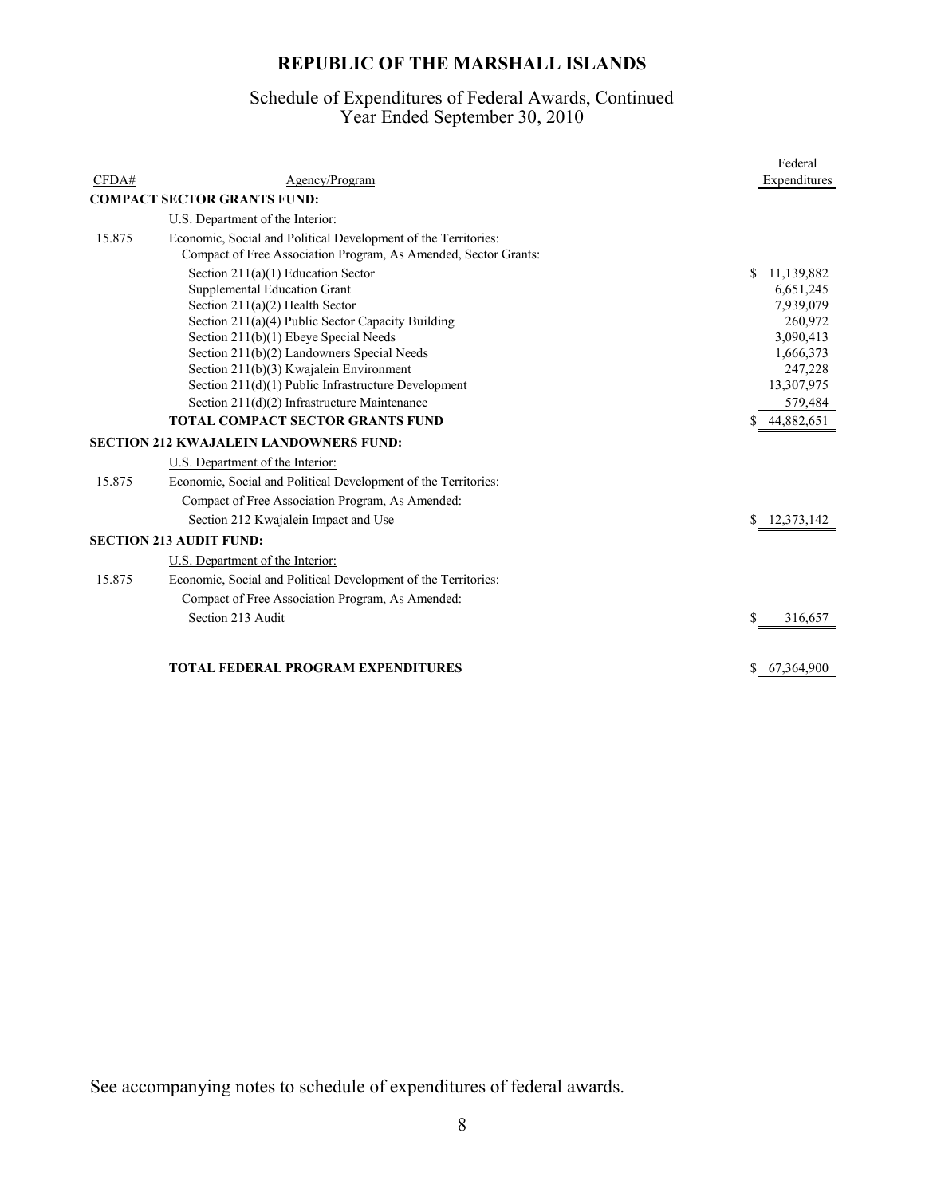# REPUBLIC OF THE MARSHALL ISLANDS

## Schedule of Expenditures of Federal Awards, Continued
## Year Ended September 30, 2010

| CFDA# | Agency/Program | Federal Expenditures |
|---|---|---|
| | **COMPACT SECTOR GRANTS FUND:** | |
| | U.S. Department of the Interior: | |
| 15.875 | Economic, Social and Political Development of the Territories: | |
| | Compact of Free Association Program, As Amended, Sector Grants: | |
| | Section 211(a)(1) Education Sector | $ 11,139,882 |
| | Supplemental Education Grant | 6,651,245 |
| | Section 211(a)(2) Health Sector | 7,939,079 |
| | Section 211(a)(4) Public Sector Capacity Building | 260,972 |
| | Section 211(b)(1) Ebeye Special Needs | 3,090,413 |
| | Section 211(b)(2) Landowners Special Needs | 1,666,373 |
| | Section 211(b)(3) Kwajalein Environment | 247,228 |
| | Section 211(d)(1) Public Infrastructure Development | 13,307,975 |
| | Section 211(d)(2) Infrastructure Maintenance | 579,484 |
| | **TOTAL COMPACT SECTOR GRANTS FUND** | $ 44,882,651 |
| | **SECTION 212 KWAJALEIN LANDOWNERS FUND:** | |
| | U.S. Department of the Interior: | |
| 15.875 | Economic, Social and Political Development of the Territories: | |
| | Compact of Free Association Program, As Amended: | |
| | Section 212 Kwajalein Impact and Use | $ 12,373,142 |
| | **SECTION 213 AUDIT FUND:** | |
| | U.S. Department of the Interior: | |
| 15.875 | Economic, Social and Political Development of the Territories: | |
| | Compact of Free Association Program, As Amended: | |
| | Section 213 Audit | $ 316,657 |
| | **TOTAL FEDERAL PROGRAM EXPENDITURES** | $ 67,364,900 |

See accompanying notes to schedule of expenditures of federal awards.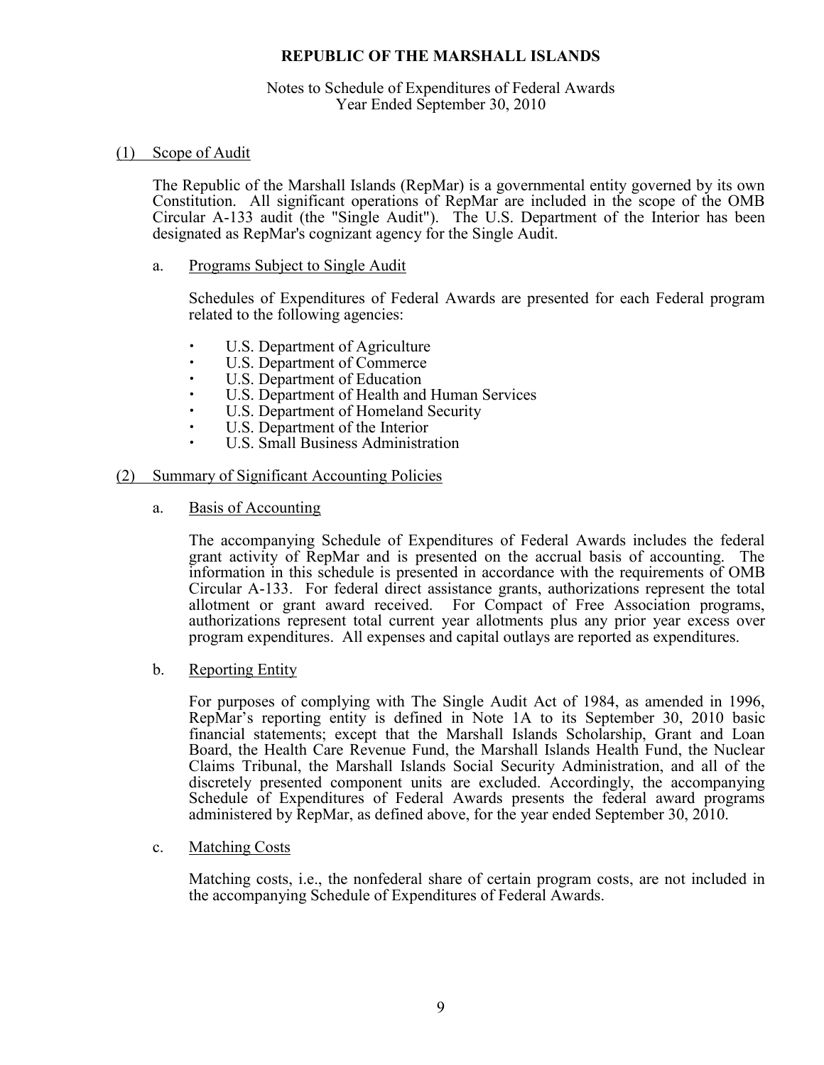# REPUBLIC OF THE MARSHALL ISLANDS

Notes to Schedule of Expenditures of Federal Awards
Year Ended September 30, 2010

## (1) Scope of Audit

The Republic of the Marshall Islands (RepMar) is a governmental entity governed by its own Constitution. All significant operations of RepMar are included in the scope of the OMB Circular A-133 audit (the "Single Audit"). The U.S. Department of the Interior has been designated as RepMar's cognizant agency for the Single Audit.

### a. Programs Subject to Single Audit

Schedules of Expenditures of Federal Awards are presented for each Federal program related to the following agencies:

- U.S. Department of Agriculture
- U.S. Department of Commerce
- U.S. Department of Education
- U.S. Department of Health and Human Services
- U.S. Department of Homeland Security
- U.S. Department of the Interior
- U.S. Small Business Administration

## (2) Summary of Significant Accounting Policies

### a. Basis of Accounting

The accompanying Schedule of Expenditures of Federal Awards includes the federal grant activity of RepMar and is presented on the accrual basis of accounting. The information in this schedule is presented in accordance with the requirements of OMB Circular A-133. For federal direct assistance grants, authorizations represent the total allotment or grant award received. For Compact of Free Association programs, authorizations represent total current year allotments plus any prior year excess over program expenditures. All expenses and capital outlays are reported as expenditures.

### b. Reporting Entity

For purposes of complying with The Single Audit Act of 1984, as amended in 1996, RepMar's reporting entity is defined in Note 1A to its September 30, 2010 basic financial statements; except that the Marshall Islands Scholarship, Grant and Loan Board, the Health Care Revenue Fund, the Marshall Islands Health Fund, the Nuclear Claims Tribunal, the Marshall Islands Social Security Administration, and all of the discretely presented component units are excluded. Accordingly, the accompanying Schedule of Expenditures of Federal Awards presents the federal award programs administered by RepMar, as defined above, for the year ended September 30, 2010.

### c. Matching Costs

Matching costs, i.e., the nonfederal share of certain program costs, are not included in the accompanying Schedule of Expenditures of Federal Awards.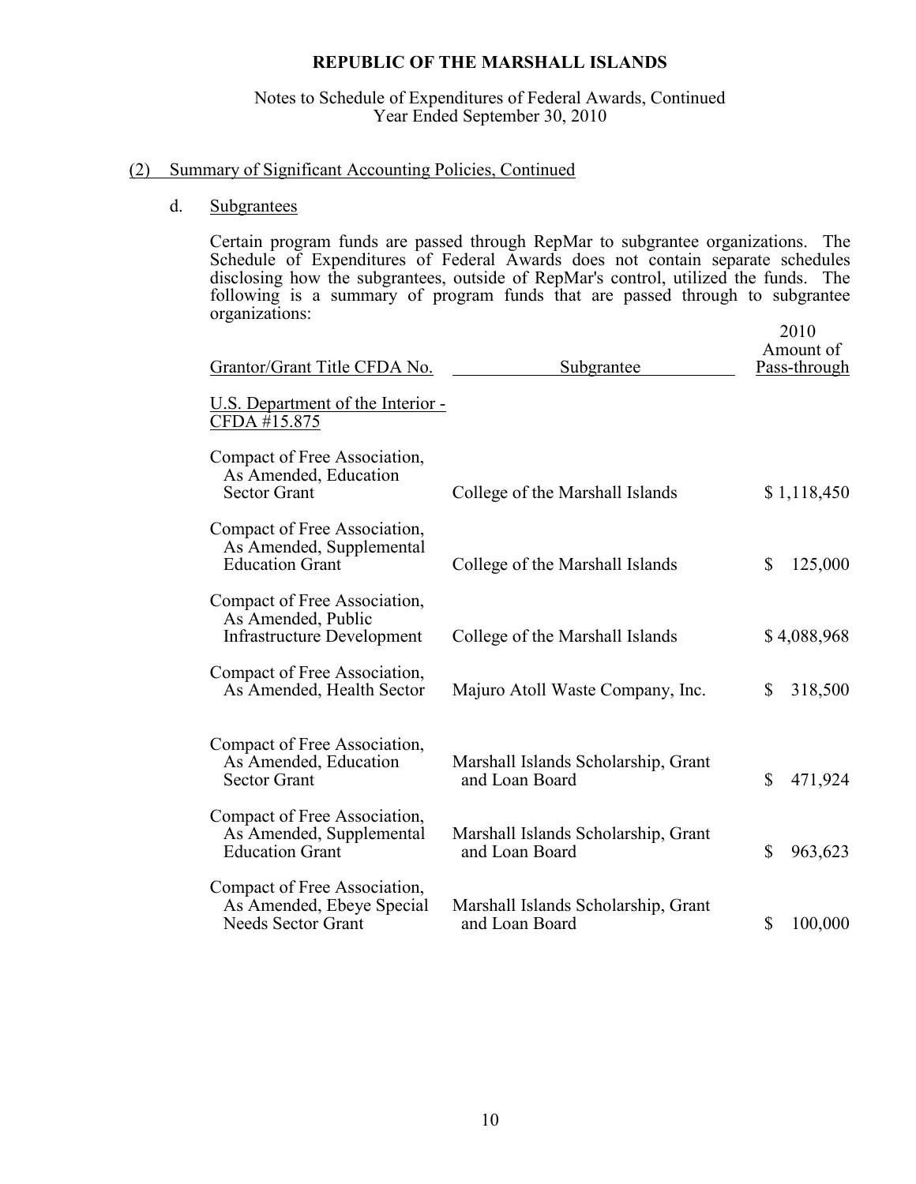**REPUBLIC OF THE MARSHALL ISLANDS**

Notes to Schedule of Expenditures of Federal Awards, Continued
Year Ended September 30, 2010

(2) Summary of Significant Accounting Policies, Continued

d. Subgrantees

Certain program funds are passed through RepMar to subgrantee organizations. The Schedule of Expenditures of Federal Awards does not contain separate schedules disclosing how the subgrantees, outside of RepMar's control, utilized the funds. The following is a summary of program funds that are passed through to subgrantee organizations:

| Grantor/Grant Title CFDA No. | Subgrantee | 2010 Amount of Pass-through |
|---|---|---|
| U.S. Department of the Interior - CFDA #15.875 | | |
| Compact of Free Association, As Amended, Education Sector Grant | College of the Marshall Islands | $ 1,118,450 |
| Compact of Free Association, As Amended, Supplemental Education Grant | College of the Marshall Islands | $ 125,000 |
| Compact of Free Association, As Amended, Public Infrastructure Development | College of the Marshall Islands | $ 4,088,968 |
| Compact of Free Association, As Amended, Health Sector | Majuro Atoll Waste Company, Inc. | $ 318,500 |
| Compact of Free Association, As Amended, Education Sector Grant | Marshall Islands Scholarship, Grant and Loan Board | $ 471,924 |
| Compact of Free Association, As Amended, Supplemental Education Grant | Marshall Islands Scholarship, Grant and Loan Board | $ 963,623 |
| Compact of Free Association, As Amended, Ebeye Special Needs Sector Grant | Marshall Islands Scholarship, Grant and Loan Board | $ 100,000 |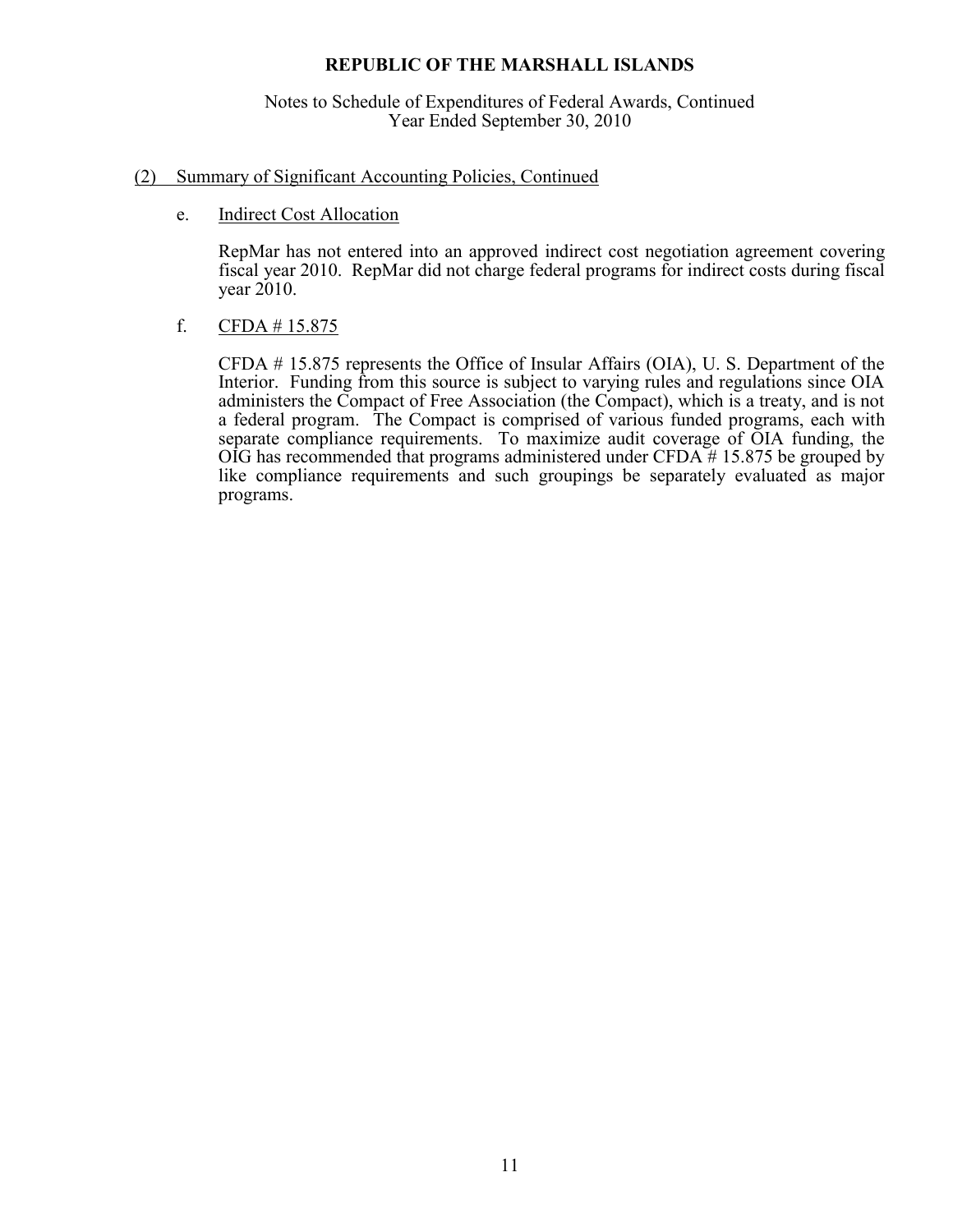# REPUBLIC OF THE MARSHALL ISLANDS

Notes to Schedule of Expenditures of Federal Awards, Continued
Year Ended September 30, 2010

## (2) Summary of Significant Accounting Policies, Continued

### e. Indirect Cost Allocation

RepMar has not entered into an approved indirect cost negotiation agreement covering fiscal year 2010. RepMar did not charge federal programs for indirect costs during fiscal year 2010.

### f. CFDA # 15.875

CFDA # 15.875 represents the Office of Insular Affairs (OIA), U. S. Department of the Interior. Funding from this source is subject to varying rules and regulations since OIA administers the Compact of Free Association (the Compact), which is a treaty, and is not a federal program. The Compact is comprised of various funded programs, each with separate compliance requirements. To maximize audit coverage of OIA funding, the OIG has recommended that programs administered under CFDA # 15.875 be grouped by like compliance requirements and such groupings be separately evaluated as major programs.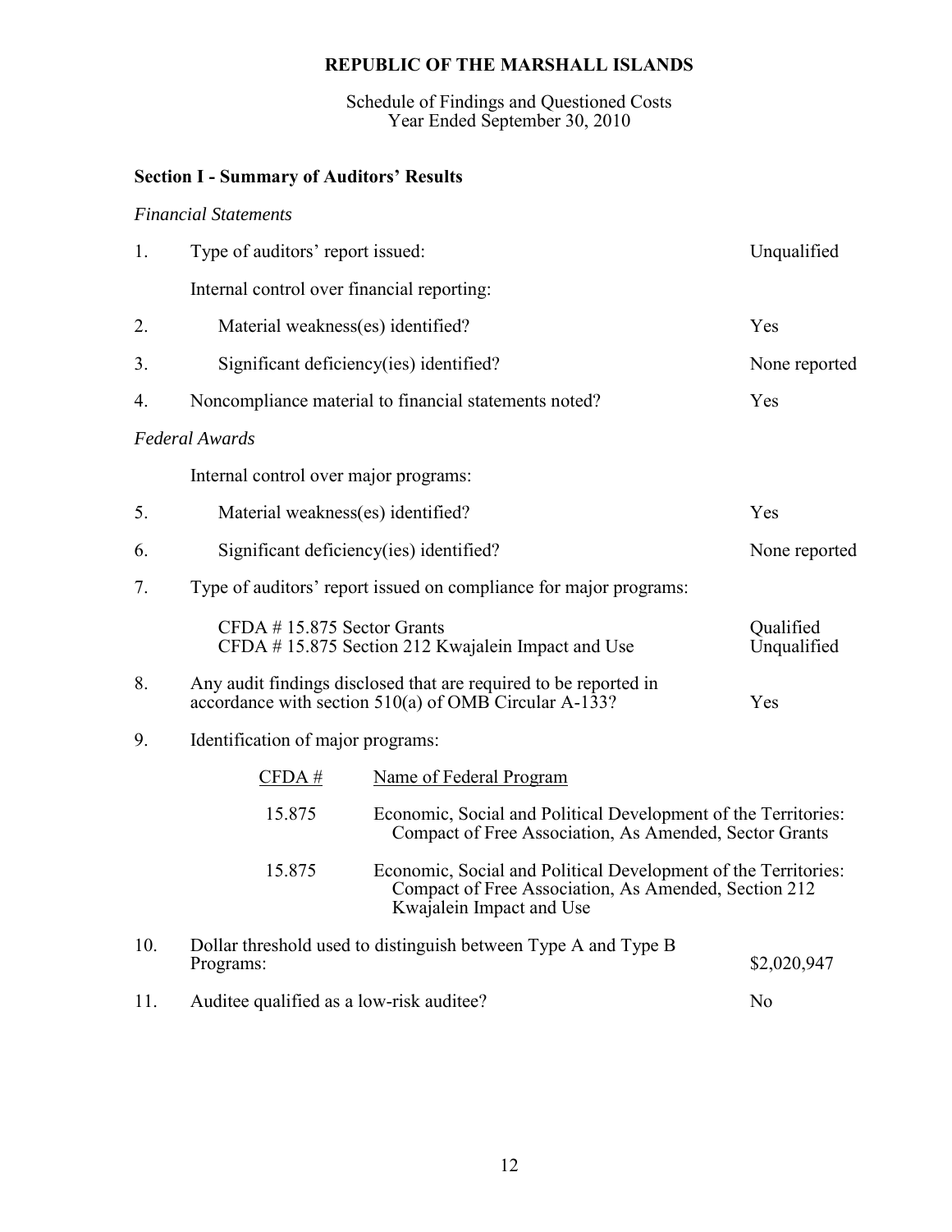# REPUBLIC OF THE MARSHALL ISLANDS

Schedule of Findings and Questioned Costs
Year Ended September 30, 2010

## Section I - Summary of Auditors' Results

*Financial Statements*

| | | |
|---|---|---|
| 1. | Type of auditors' report issued: | Unqualified |
| | Internal control over financial reporting: | |
| 2. | Material weakness(es) identified? | Yes |
| 3. | Significant deficiency(ies) identified? | None reported |
| 4. | Noncompliance material to financial statements noted? | Yes |

*Federal Awards*

| | | |
|---|---|---|
| | Internal control over major programs: | |
| 5. | Material weakness(es) identified? | Yes |
| 6. | Significant deficiency(ies) identified? | None reported |
| 7. | Type of auditors' report issued on compliance for major programs: | |
| | CFDA # 15.875 Sector Grants | Qualified |
| | CFDA # 15.875 Section 212 Kwajalein Impact and Use | Unqualified |
| 8. | Any audit findings disclosed that are required to be reported in accordance with section 510(a) of OMB Circular A-133? | Yes |
| 9. | Identification of major programs: | |

| CFDA # | Name of Federal Program |
|---|---|
| 15.875 | Economic, Social and Political Development of the Territories: Compact of Free Association, As Amended, Sector Grants |
| 15.875 | Economic, Social and Political Development of the Territories: Compact of Free Association, As Amended, Section 212 Kwajalein Impact and Use |

| | | |
|---|---|---|
| 10. | Dollar threshold used to distinguish between Type A and Type B Programs: | $2,020,947 |
| 11. | Auditee qualified as a low-risk auditee? | No |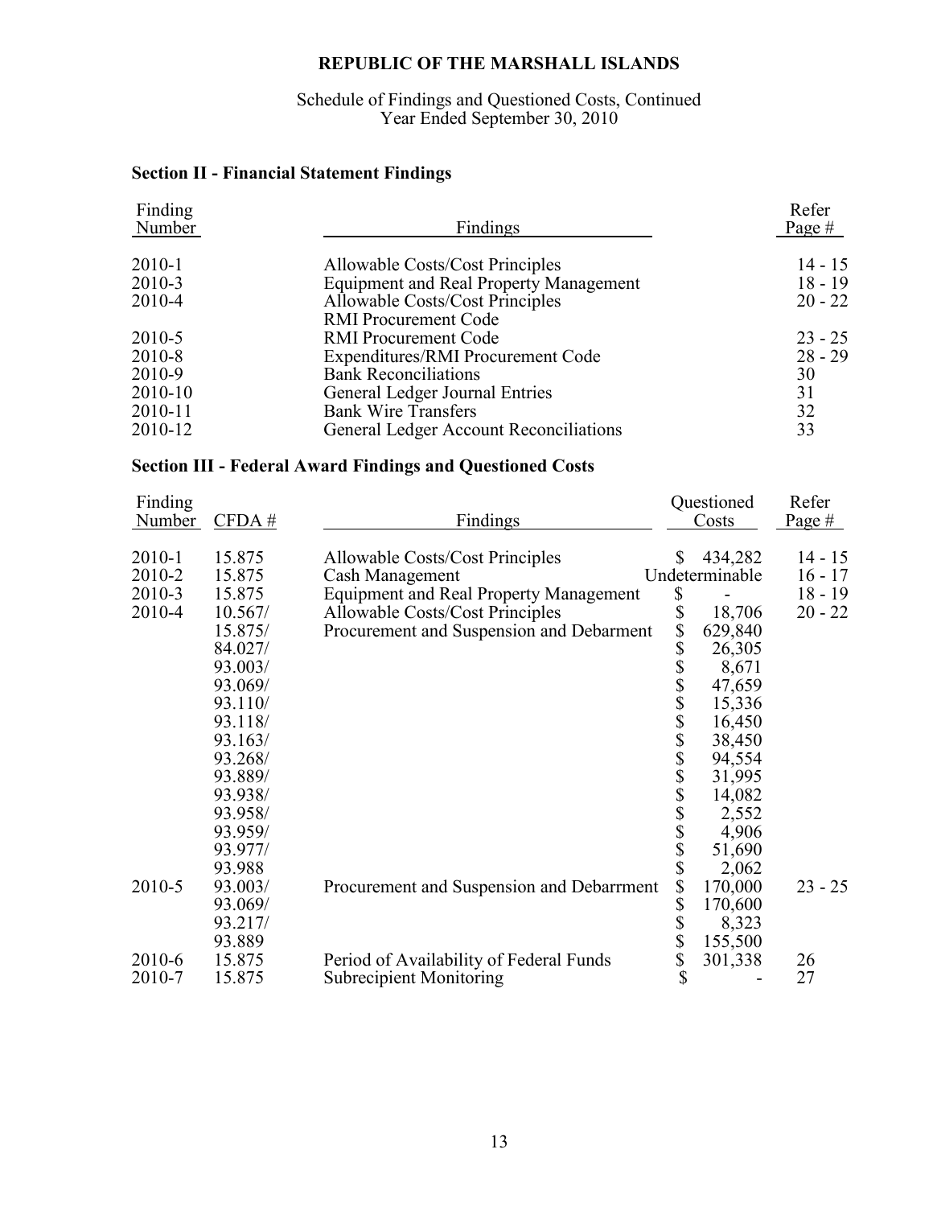# REPUBLIC OF THE MARSHALL ISLANDS

Schedule of Findings and Questioned Costs, Continued
Year Ended September 30, 2010

## Section II - Financial Statement Findings

| Finding Number | Findings | Refer Page # |
|---|---|---|
| 2010-1 | Allowable Costs/Cost Principles | 14 - 15 |
| 2010-3 | Equipment and Real Property Management | 18 - 19 |
| 2010-4 | Allowable Costs/Cost Principles<br>RMI Procurement Code | 20 - 22 |
| 2010-5 | RMI Procurement Code | 23 - 25 |
| 2010-8 | Expenditures/RMI Procurement Code | 28 - 29 |
| 2010-9 | Bank Reconciliations | 30 |
| 2010-10 | General Ledger Journal Entries | 31 |
| 2010-11 | Bank Wire Transfers | 32 |
| 2010-12 | General Ledger Account Reconciliations | 33 |

## Section III - Federal Award Findings and Questioned Costs

| Finding Number | CFDA # | Findings | Questioned Costs | Refer Page # |
|---|---|---|---|---|
| 2010-1 | 15.875 | Allowable Costs/Cost Principles | $ 434,282 | 14 - 15 |
| 2010-2 | 15.875 | Cash Management | Undeterminable | 16 - 17 |
| 2010-3 | 15.875 | Equipment and Real Property Management | $ - | 18 - 19 |
| 2010-4 | 10.567/ | Allowable Costs/Cost Principles | $ 18,706 | 20 - 22 |
| | 15.875/ | Procurement and Suspension and Debarment | $ 629,840 | |
| | 84.027/ | | $ 26,305 | |
| | 93.003/ | | $ 8,671 | |
| | 93.069/ | | $ 47,659 | |
| | 93.110/ | | $ 15,336 | |
| | 93.118/ | | $ 16,450 | |
| | 93.163/ | | $ 38,450 | |
| | 93.268/ | | $ 94,554 | |
| | 93.889/ | | $ 31,995 | |
| | 93.938/ | | $ 14,082 | |
| | 93.958/ | | $ 2,552 | |
| | 93.959/ | | $ 4,906 | |
| | 93.977/ | | $ 51,690 | |
| | 93.988 | | $ 2,062 | |
| 2010-5 | 93.003/ | Procurement and Suspension and Debarrment | $ 170,000 | 23 - 25 |
| | 93.069/ | | $ 170,600 | |
| | 93.217/ | | $ 8,323 | |
| | 93.889 | | $ 155,500 | |
| 2010-6 | 15.875 | Period of Availability of Federal Funds | $ 301,338 | 26 |
| 2010-7 | 15.875 | Subrecipient Monitoring | $ - | 27 |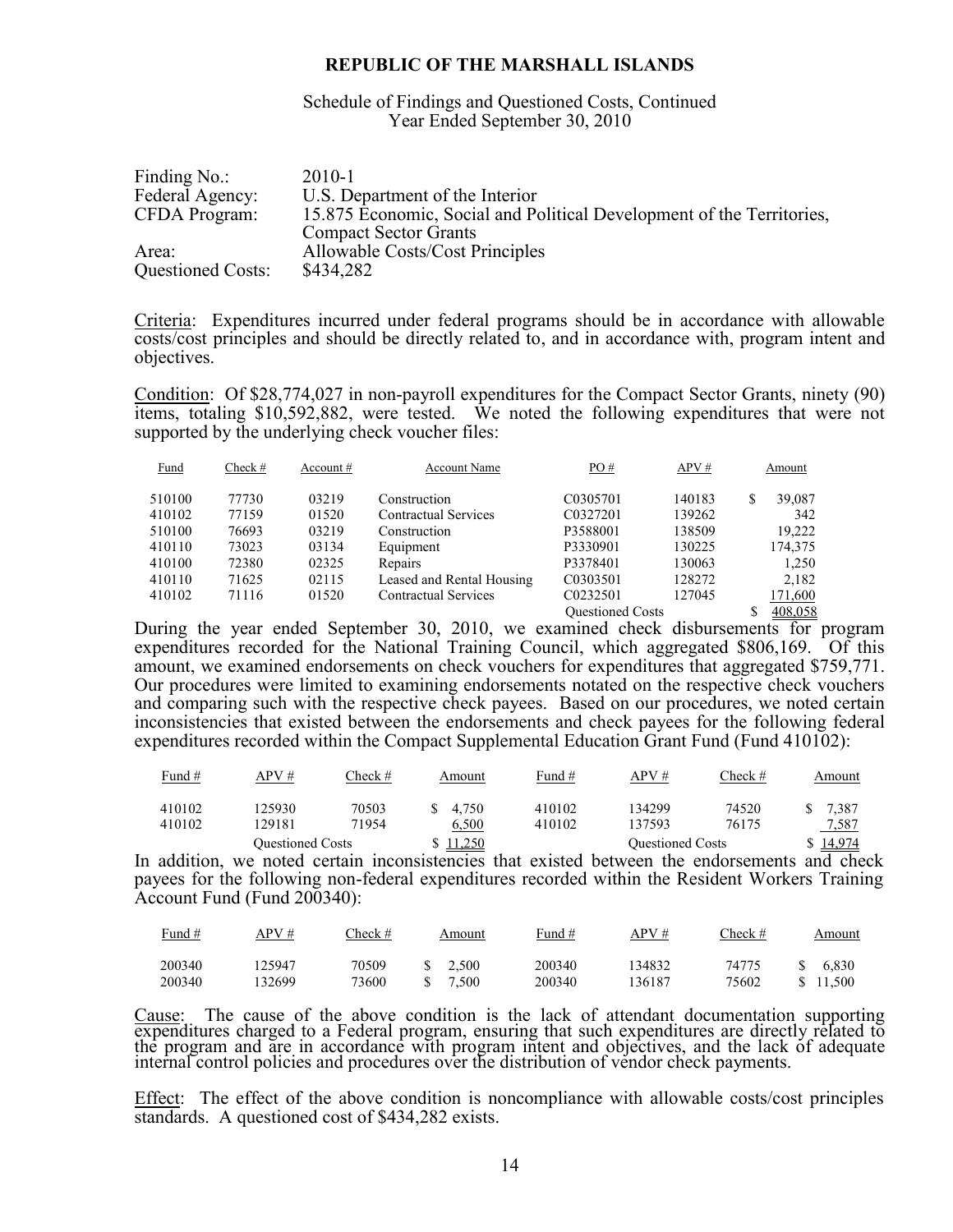**REPUBLIC OF THE MARSHALL ISLANDS**

Schedule of Findings and Questioned Costs, Continued
Year Ended September 30, 2010

| | |
|---|---|
| Finding No.: | 2010-1 |
| Federal Agency: | U.S. Department of the Interior |
| CFDA Program: | 15.875 Economic, Social and Political Development of the Territories, Compact Sector Grants |
| Area: | Allowable Costs/Cost Principles |
| Questioned Costs: | $434,282 |

Criteria: Expenditures incurred under federal programs should be in accordance with allowable costs/cost principles and should be directly related to, and in accordance with, program intent and objectives.

Condition: Of $28,774,027 in non-payroll expenditures for the Compact Sector Grants, ninety (90) items, totaling $10,592,882, were tested. We noted the following expenditures that were not supported by the underlying check voucher files:

| Fund | Check # | Account # | Account Name | PO # | APV # | Amount |
|---|---|---|---|---|---|---|
| 510100 | 77730 | 03219 | Construction | C0305701 | 140183 | $ 39,087 |
| 410102 | 77159 | 01520 | Contractual Services | C0327201 | 139262 | 342 |
| 510100 | 76693 | 03219 | Construction | P3588001 | 138509 | 19,222 |
| 410110 | 73023 | 03134 | Equipment | P3330901 | 130225 | 174,375 |
| 410100 | 72380 | 02325 | Repairs | P3378401 | 130063 | 1,250 |
| 410110 | 71625 | 02115 | Leased and Rental Housing | C0303501 | 128272 | 2,182 |
| 410102 | 71116 | 01520 | Contractual Services | C0232501 | 127045 | 171,600 |
| | | | | Questioned Costs | | $ 408,058 |

During the year ended September 30, 2010, we examined check disbursements for program expenditures recorded for the National Training Council, which aggregated $806,169. Of this amount, we examined endorsements on check vouchers for expenditures that aggregated $759,771. Our procedures were limited to examining endorsements notated on the respective check vouchers and comparing such with the respective check payees. Based on our procedures, we noted certain inconsistencies that existed between the endorsements and check payees for the following federal expenditures recorded within the Compact Supplemental Education Grant Fund (Fund 410102):

| Fund # | APV # | Check # | Amount | Fund # | APV # | Check # | Amount |
|---|---|---|---|---|---|---|---|
| 410102 | 125930 | 70503 | $ 4,750 | 410102 | 134299 | 74520 | $ 7,387 |
| 410102 | 129181 | 71954 | 6,500 | 410102 | 137593 | 76175 | 7,587 |
| | Questioned Costs | | $ 11,250 | | Questioned Costs | | $ 14,974 |

In addition, we noted certain inconsistencies that existed between the endorsements and check payees for the following non-federal expenditures recorded within the Resident Workers Training Account Fund (Fund 200340):

| Fund # | APV # | Check # | Amount | Fund # | APV # | Check # | Amount |
|---|---|---|---|---|---|---|---|
| 200340 | 125947 | 70509 | $ 2,500 | 200340 | 134832 | 74775 | $ 6,830 |
| 200340 | 132699 | 73600 | $ 7,500 | 200340 | 136187 | 75602 | $ 11,500 |

Cause: The cause of the above condition is the lack of attendant documentation supporting expenditures charged to a Federal program, ensuring that such expenditures are directly related to the program and are in accordance with program intent and objectives, and the lack of adequate internal control policies and procedures over the distribution of vendor check payments.

Effect: The effect of the above condition is noncompliance with allowable costs/cost principles standards. A questioned cost of $434,282 exists.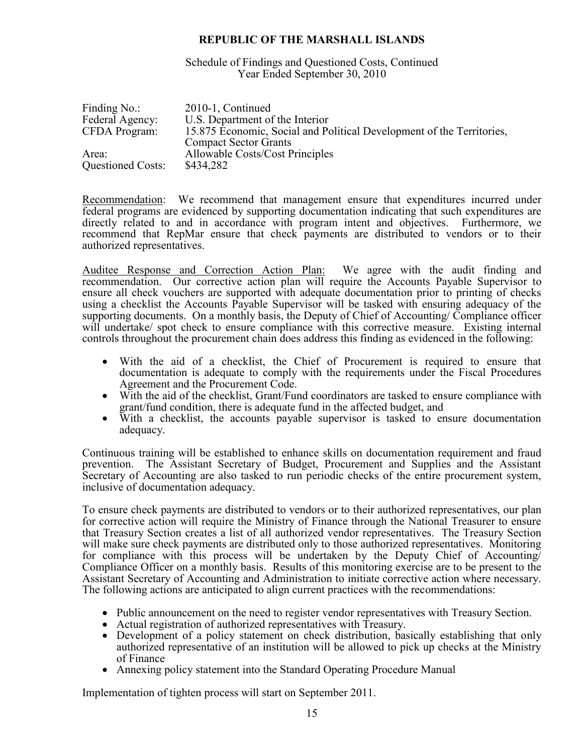**REPUBLIC OF THE MARSHALL ISLANDS**

Schedule of Findings and Questioned Costs, Continued
Year Ended September 30, 2010

| | |
|---|---|
| Finding No.: | 2010-1, Continued |
| Federal Agency: | U.S. Department of the Interior |
| CFDA Program: | 15.875 Economic, Social and Political Development of the Territories, Compact Sector Grants |
| Area: | Allowable Costs/Cost Principles |
| Questioned Costs: | \$434,282 |

Recommendation: We recommend that management ensure that expenditures incurred under federal programs are evidenced by supporting documentation indicating that such expenditures are directly related to and in accordance with program intent and objectives. Furthermore, we recommend that RepMar ensure that check payments are distributed to vendors or to their authorized representatives.

Auditee Response and Correction Action Plan: We agree with the audit finding and recommendation. Our corrective action plan will require the Accounts Payable Supervisor to ensure all check vouchers are supported with adequate documentation prior to printing of checks using a checklist the Accounts Payable Supervisor will be tasked with ensuring adequacy of the supporting documents. On a monthly basis, the Deputy of Chief of Accounting/ Compliance officer will undertake/ spot check to ensure compliance with this corrective measure. Existing internal controls throughout the procurement chain does address this finding as evidenced in the following:

- With the aid of a checklist, the Chief of Procurement is required to ensure that documentation is adequate to comply with the requirements under the Fiscal Procedures Agreement and the Procurement Code.
- With the aid of the checklist, Grant/Fund coordinators are tasked to ensure compliance with grant/fund condition, there is adequate fund in the affected budget, and
- With a checklist, the accounts payable supervisor is tasked to ensure documentation adequacy.

Continuous training will be established to enhance skills on documentation requirement and fraud prevention. The Assistant Secretary of Budget, Procurement and Supplies and the Assistant Secretary of Accounting are also tasked to run periodic checks of the entire procurement system, inclusive of documentation adequacy.

To ensure check payments are distributed to vendors or to their authorized representatives, our plan for corrective action will require the Ministry of Finance through the National Treasurer to ensure that Treasury Section creates a list of all authorized vendor representatives. The Treasury Section will make sure check payments are distributed only to those authorized representatives. Monitoring for compliance with this process will be undertaken by the Deputy Chief of Accounting/ Compliance Officer on a monthly basis. Results of this monitoring exercise are to be present to the Assistant Secretary of Accounting and Administration to initiate corrective action where necessary. The following actions are anticipated to align current practices with the recommendations:

- Public announcement on the need to register vendor representatives with Treasury Section.
- Actual registration of authorized representatives with Treasury.
- Development of a policy statement on check distribution, basically establishing that only authorized representative of an institution will be allowed to pick up checks at the Ministry of Finance
- Annexing policy statement into the Standard Operating Procedure Manual

Implementation of tighten process will start on September 2011.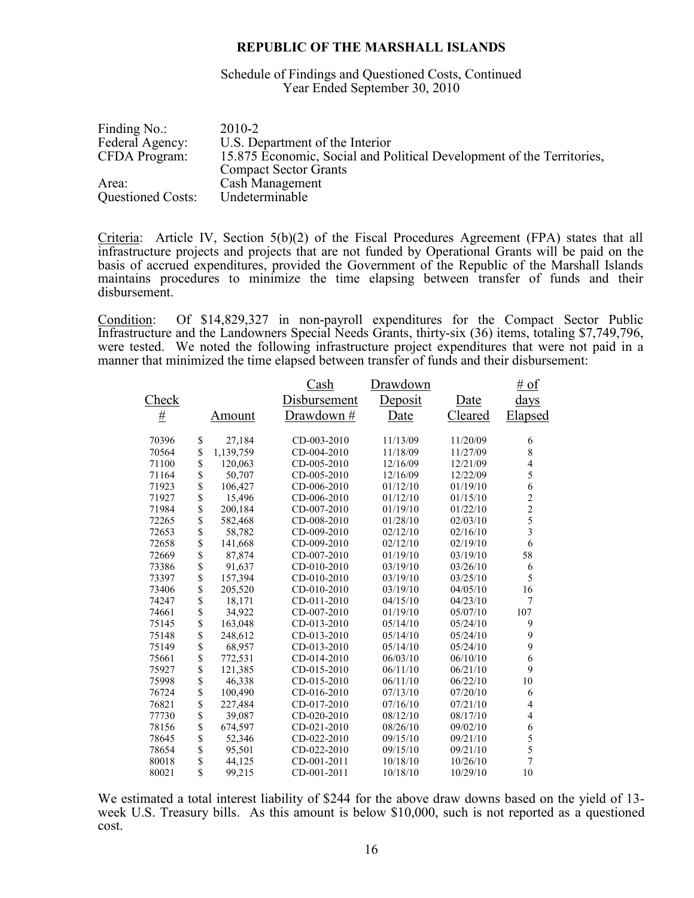**REPUBLIC OF THE MARSHALL ISLANDS**

Schedule of Findings and Questioned Costs, Continued
Year Ended September 30, 2010

| | |
|---|---|
| Finding No.: | 2010-2 |
| Federal Agency: | U.S. Department of the Interior |
| CFDA Program: | 15.875 Economic, Social and Political Development of the Territories, Compact Sector Grants |
| Area: | Cash Management |
| Questioned Costs: | Undeterminable |

Criteria: Article IV, Section 5(b)(2) of the Fiscal Procedures Agreement (FPA) states that all infrastructure projects and projects that are not funded by Operational Grants will be paid on the basis of accrued expenditures, provided the Government of the Republic of the Marshall Islands maintains procedures to minimize the time elapsing between transfer of funds and their disbursement.

Condition: Of $14,829,327 in non-payroll expenditures for the Compact Sector Public Infrastructure and the Landowners Special Needs Grants, thirty-six (36) items, totaling $7,749,796, were tested. We noted the following infrastructure project expenditures that were not paid in a manner that minimized the time elapsed between transfer of funds and their disbursement:

| Check # | Amount | Cash Disbursement Drawdown # | Drawdown Deposit Date | Date Cleared | # of days Elapsed |
|---|---|---|---|---|---|
| 70396 | $ 27,184 | CD-003-2010 | 11/13/09 | 11/20/09 | 6 |
| 70564 | $ 1,139,759 | CD-004-2010 | 11/18/09 | 11/27/09 | 8 |
| 71100 | $ 120,063 | CD-005-2010 | 12/16/09 | 12/21/09 | 4 |
| 71164 | $ 50,707 | CD-005-2010 | 12/16/09 | 12/22/09 | 5 |
| 71923 | $ 106,427 | CD-006-2010 | 01/12/10 | 01/19/10 | 6 |
| 71927 | $ 15,496 | CD-006-2010 | 01/12/10 | 01/15/10 | 2 |
| 71984 | $ 200,184 | CD-007-2010 | 01/19/10 | 01/22/10 | 2 |
| 72265 | $ 582,468 | CD-008-2010 | 01/28/10 | 02/03/10 | 5 |
| 72653 | $ 58,782 | CD-009-2010 | 02/12/10 | 02/16/10 | 3 |
| 72658 | $ 141,668 | CD-009-2010 | 02/12/10 | 02/19/10 | 6 |
| 72669 | $ 87,874 | CD-007-2010 | 01/19/10 | 03/19/10 | 58 |
| 73386 | $ 91,637 | CD-010-2010 | 03/19/10 | 03/26/10 | 6 |
| 73397 | $ 157,394 | CD-010-2010 | 03/19/10 | 03/25/10 | 5 |
| 73406 | $ 205,520 | CD-010-2010 | 03/19/10 | 04/05/10 | 16 |
| 74247 | $ 18,171 | CD-011-2010 | 04/15/10 | 04/23/10 | 7 |
| 74661 | $ 34,922 | CD-007-2010 | 01/19/10 | 05/07/10 | 107 |
| 75145 | $ 163,048 | CD-013-2010 | 05/14/10 | 05/24/10 | 9 |
| 75148 | $ 248,612 | CD-013-2010 | 05/14/10 | 05/24/10 | 9 |
| 75149 | $ 68,957 | CD-013-2010 | 05/14/10 | 05/24/10 | 9 |
| 75661 | $ 772,531 | CD-014-2010 | 06/03/10 | 06/10/10 | 6 |
| 75927 | $ 121,385 | CD-015-2010 | 06/11/10 | 06/21/10 | 9 |
| 75998 | $ 46,338 | CD-015-2010 | 06/11/10 | 06/22/10 | 10 |
| 76724 | $ 100,490 | CD-016-2010 | 07/13/10 | 07/20/10 | 6 |
| 76821 | $ 227,484 | CD-017-2010 | 07/16/10 | 07/21/10 | 4 |
| 77730 | $ 39,087 | CD-020-2010 | 08/12/10 | 08/17/10 | 4 |
| 78156 | $ 674,597 | CD-021-2010 | 08/26/10 | 09/02/10 | 6 |
| 78645 | $ 52,346 | CD-022-2010 | 09/15/10 | 09/21/10 | 5 |
| 78654 | $ 95,501 | CD-022-2010 | 09/15/10 | 09/21/10 | 5 |
| 80018 | $ 44,125 | CD-001-2011 | 10/18/10 | 10/26/10 | 7 |
| 80021 | $ 99,215 | CD-001-2011 | 10/18/10 | 10/29/10 | 10 |

We estimated a total interest liability of $244 for the above draw downs based on the yield of 13-week U.S. Treasury bills. As this amount is below $10,000, such is not reported as a questioned cost.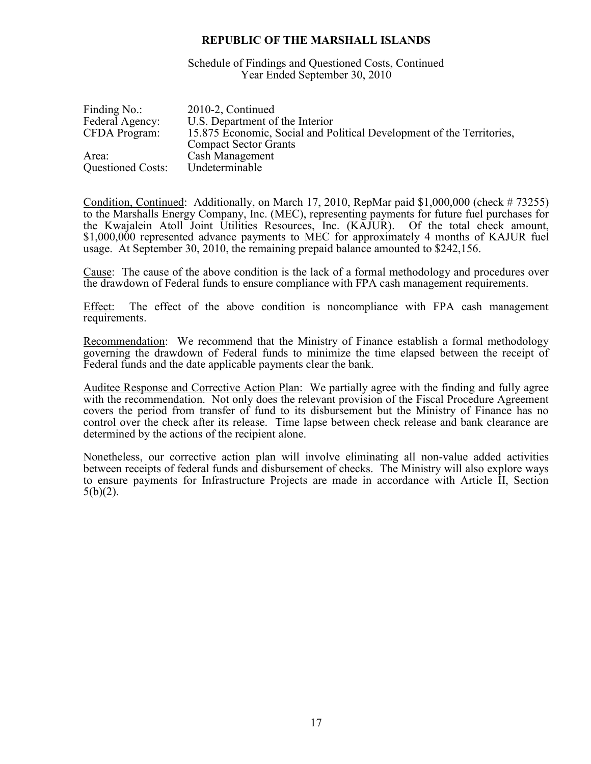**REPUBLIC OF THE MARSHALL ISLANDS**

Schedule of Findings and Questioned Costs, Continued
Year Ended September 30, 2010

| | |
|---|---|
| Finding No.: | 2010-2, Continued |
| Federal Agency: | U.S. Department of the Interior |
| CFDA Program: | 15.875 Economic, Social and Political Development of the Territories, Compact Sector Grants |
| Area: | Cash Management |
| Questioned Costs: | Undeterminable |

Condition, Continued: Additionally, on March 17, 2010, RepMar paid $1,000,000 (check # 73255) to the Marshalls Energy Company, Inc. (MEC), representing payments for future fuel purchases for the Kwajalein Atoll Joint Utilities Resources, Inc. (KAJUR). Of the total check amount, $1,000,000 represented advance payments to MEC for approximately 4 months of KAJUR fuel usage. At September 30, 2010, the remaining prepaid balance amounted to $242,156.

Cause: The cause of the above condition is the lack of a formal methodology and procedures over the drawdown of Federal funds to ensure compliance with FPA cash management requirements.

Effect: The effect of the above condition is noncompliance with FPA cash management requirements.

Recommendation: We recommend that the Ministry of Finance establish a formal methodology governing the drawdown of Federal funds to minimize the time elapsed between the receipt of Federal funds and the date applicable payments clear the bank.

Auditee Response and Corrective Action Plan: We partially agree with the finding and fully agree with the recommendation. Not only does the relevant provision of the Fiscal Procedure Agreement covers the period from transfer of fund to its disbursement but the Ministry of Finance has no control over the check after its release. Time lapse between check release and bank clearance are determined by the actions of the recipient alone.

Nonetheless, our corrective action plan will involve eliminating all non-value added activities between receipts of federal funds and disbursement of checks. The Ministry will also explore ways to ensure payments for Infrastructure Projects are made in accordance with Article II, Section 5(b)(2).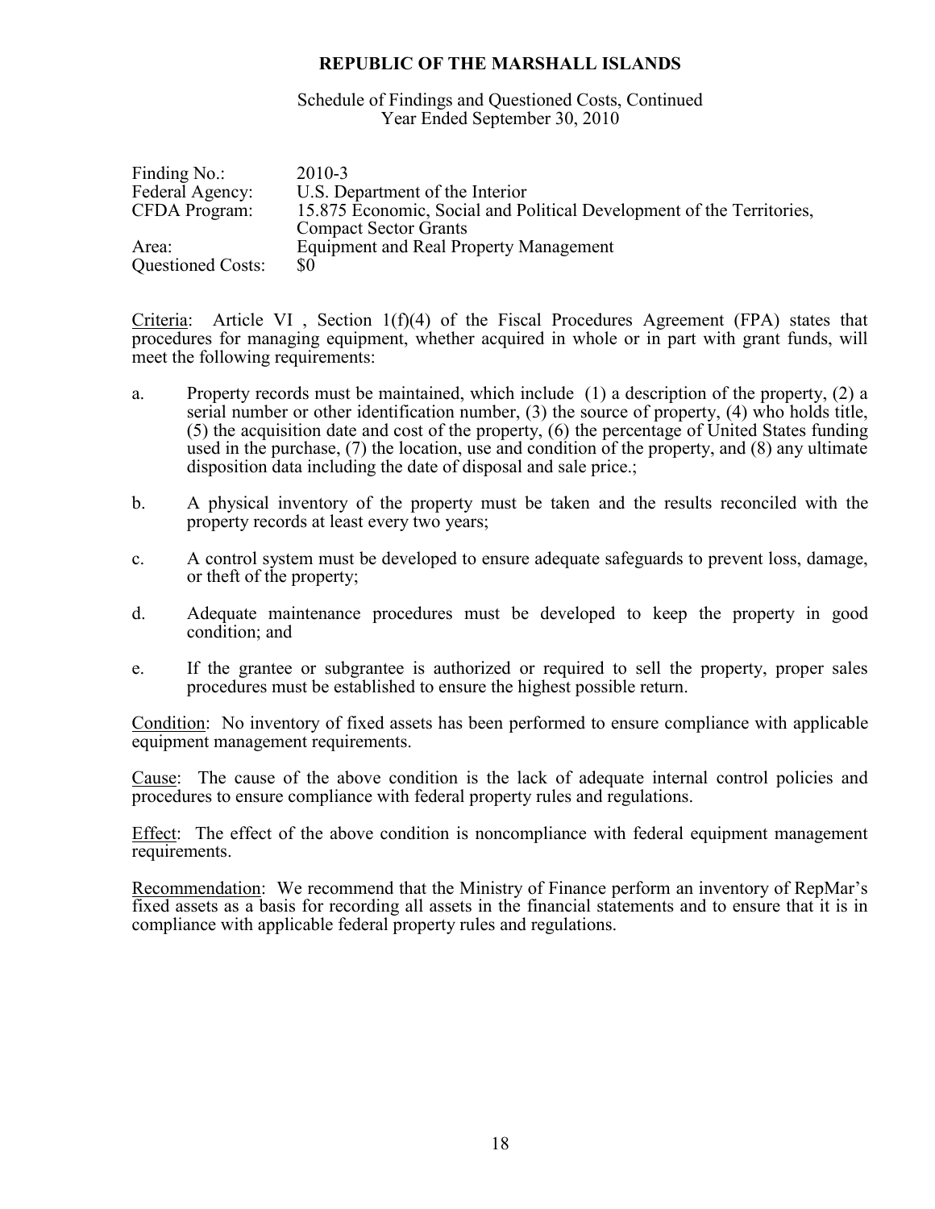**REPUBLIC OF THE MARSHALL ISLANDS**

Schedule of Findings and Questioned Costs, Continued
Year Ended September 30, 2010

| | |
|---|---|
| Finding No.: | 2010-3 |
| Federal Agency: | U.S. Department of the Interior |
| CFDA Program: | 15.875 Economic, Social and Political Development of the Territories, Compact Sector Grants |
| Area: | Equipment and Real Property Management |
| Questioned Costs: | $0 |

Criteria: Article VI , Section 1(f)(4) of the Fiscal Procedures Agreement (FPA) states that procedures for managing equipment, whether acquired in whole or in part with grant funds, will meet the following requirements:

a. Property records must be maintained, which include (1) a description of the property, (2) a serial number or other identification number, (3) the source of property, (4) who holds title, (5) the acquisition date and cost of the property, (6) the percentage of United States funding used in the purchase, (7) the location, use and condition of the property, and (8) any ultimate disposition data including the date of disposal and sale price.;

b. A physical inventory of the property must be taken and the results reconciled with the property records at least every two years;

c. A control system must be developed to ensure adequate safeguards to prevent loss, damage, or theft of the property;

d. Adequate maintenance procedures must be developed to keep the property in good condition; and

e. If the grantee or subgrantee is authorized or required to sell the property, proper sales procedures must be established to ensure the highest possible return.

Condition: No inventory of fixed assets has been performed to ensure compliance with applicable equipment management requirements.

Cause: The cause of the above condition is the lack of adequate internal control policies and procedures to ensure compliance with federal property rules and regulations.

Effect: The effect of the above condition is noncompliance with federal equipment management requirements.

Recommendation: We recommend that the Ministry of Finance perform an inventory of RepMar's fixed assets as a basis for recording all assets in the financial statements and to ensure that it is in compliance with applicable federal property rules and regulations.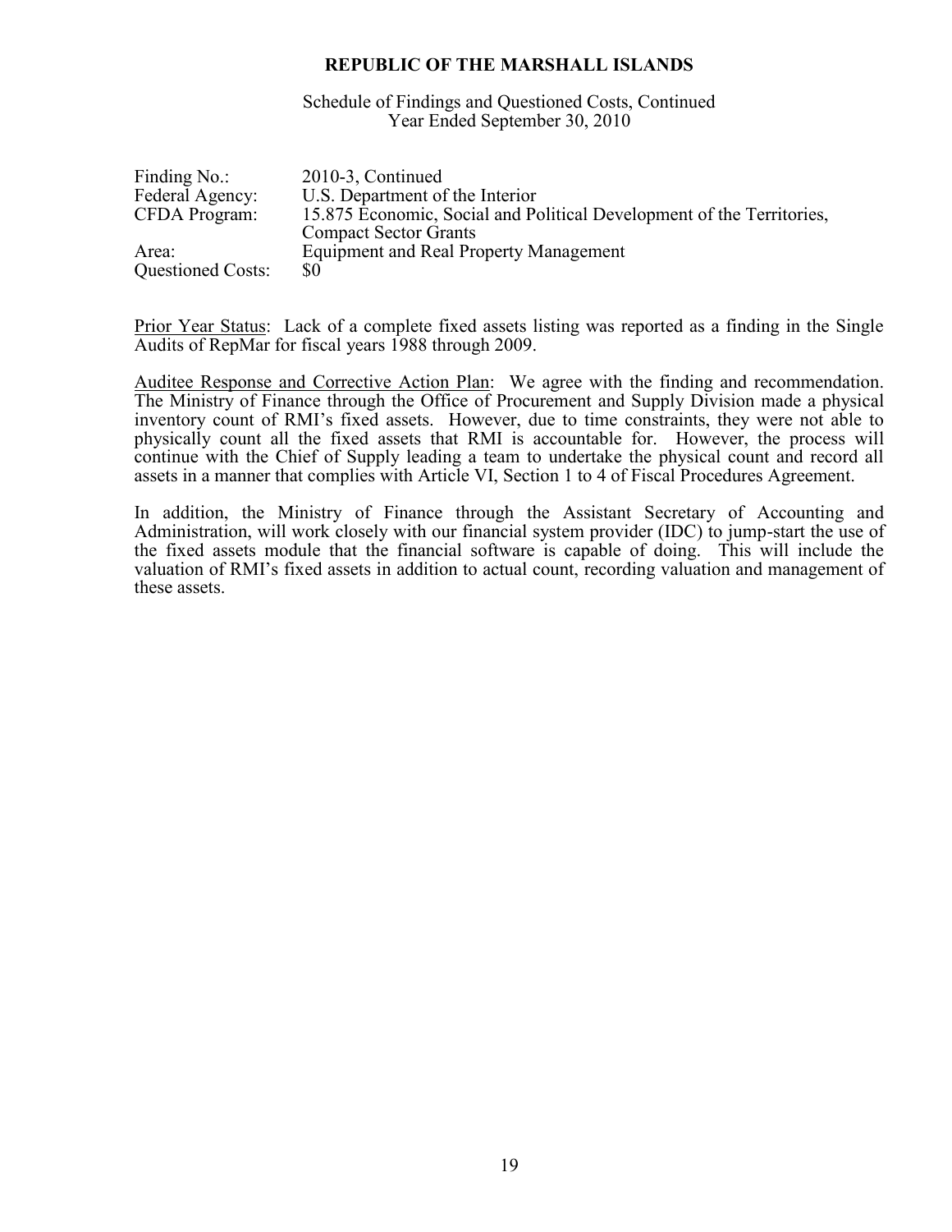**REPUBLIC OF THE MARSHALL ISLANDS**

Schedule of Findings and Questioned Costs, Continued
Year Ended September 30, 2010

| | |
|---|---|
| Finding No.: | 2010-3, Continued |
| Federal Agency: | U.S. Department of the Interior |
| CFDA Program: | 15.875 Economic, Social and Political Development of the Territories, Compact Sector Grants |
| Area: | Equipment and Real Property Management |
| Questioned Costs: | $0 |

Prior Year Status: Lack of a complete fixed assets listing was reported as a finding in the Single Audits of RepMar for fiscal years 1988 through 2009.

Auditee Response and Corrective Action Plan: We agree with the finding and recommendation. The Ministry of Finance through the Office of Procurement and Supply Division made a physical inventory count of RMI's fixed assets. However, due to time constraints, they were not able to physically count all the fixed assets that RMI is accountable for. However, the process will continue with the Chief of Supply leading a team to undertake the physical count and record all assets in a manner that complies with Article VI, Section 1 to 4 of Fiscal Procedures Agreement.

In addition, the Ministry of Finance through the Assistant Secretary of Accounting and Administration, will work closely with our financial system provider (IDC) to jump-start the use of the fixed assets module that the financial software is capable of doing. This will include the valuation of RMI's fixed assets in addition to actual count, recording valuation and management of these assets.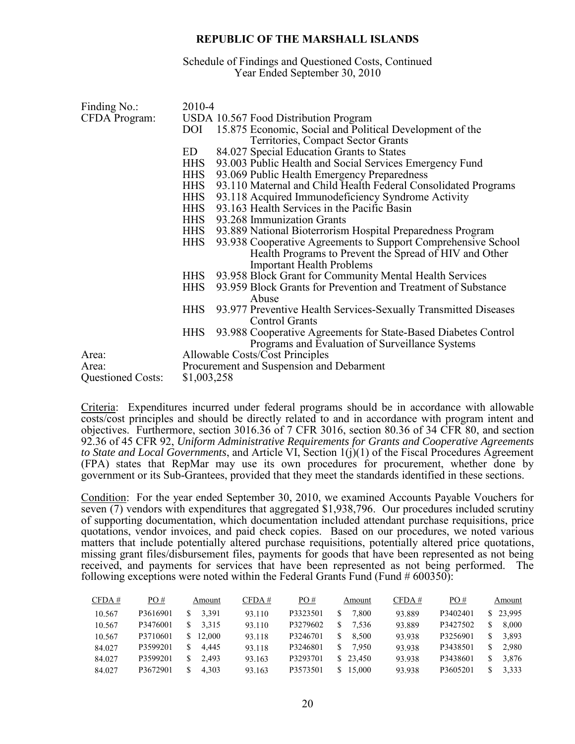**REPUBLIC OF THE MARSHALL ISLANDS**

Schedule of Findings and Questioned Costs, Continued
Year Ended September 30, 2010

| | | |
|---|---|---|
| Finding No.: | 2010-4 | |
| CFDA Program: | USDA | 10.567 Food Distribution Program |
| | DOI | 15.875 Economic, Social and Political Development of the Territories, Compact Sector Grants |
| | ED | 84.027 Special Education Grants to States |
| | HHS | 93.003 Public Health and Social Services Emergency Fund |
| | HHS | 93.069 Public Health Emergency Preparedness |
| | HHS | 93.110 Maternal and Child Health Federal Consolidated Programs |
| | HHS | 93.118 Acquired Immunodeficiency Syndrome Activity |
| | HHS | 93.163 Health Services in the Pacific Basin |
| | HHS | 93.268 Immunization Grants |
| | HHS | 93.889 National Bioterrorism Hospital Preparedness Program |
| | HHS | 93.938 Cooperative Agreements to Support Comprehensive School Health Programs to Prevent the Spread of HIV and Other Important Health Problems |
| | HHS | 93.958 Block Grant for Community Mental Health Services |
| | HHS | 93.959 Block Grants for Prevention and Treatment of Substance Abuse |
| | HHS | 93.977 Preventive Health Services-Sexually Transmitted Diseases Control Grants |
| | HHS | 93.988 Cooperative Agreements for State-Based Diabetes Control Programs and Evaluation of Surveillance Systems |
| Area: | Allowable Costs/Cost Principles | |
| Area: | Procurement and Suspension and Debarment | |
| Questioned Costs: | $1,003,258 | |

Criteria: Expenditures incurred under federal programs should be in accordance with allowable costs/cost principles and should be directly related to and in accordance with program intent and objectives. Furthermore, section 3016.36 of 7 CFR 3016, section 80.36 of 34 CFR 80, and section 92.36 of 45 CFR 92, *Uniform Administrative Requirements for Grants and Cooperative Agreements to State and Local Governments*, and Article VI, Section 1(j)(1) of the Fiscal Procedures Agreement (FPA) states that RepMar may use its own procedures for procurement, whether done by government or its Sub-Grantees, provided that they meet the standards identified in these sections.

Condition: For the year ended September 30, 2010, we examined Accounts Payable Vouchers for seven (7) vendors with expenditures that aggregated $1,938,796. Our procedures included scrutiny of supporting documentation, which documentation included attendant purchase requisitions, price quotations, vendor invoices, and paid check copies. Based on our procedures, we noted various matters that include potentially altered purchase requisitions, potentially altered price quotations, missing grant files/disbursement files, payments for goods that have been represented as not being received, and payments for services that have been represented as not being performed. The following exceptions were noted within the Federal Grants Fund (Fund # 600350):

| CFDA # | PO # | Amount | CFDA # | PO # | Amount | CFDA # | PO # | Amount |
|---|---|---|---|---|---|---|---|---|
| 10.567 | P3616901 | $ 3,391 | 93.110 | P3323501 | $ 7,800 | 93.889 | P3402401 | $ 23,995 |
| 10.567 | P3476001 | $ 3,315 | 93.110 | P3279602 | $ 7,536 | 93.889 | P3427502 | $ 8,000 |
| 10.567 | P3710601 | $ 12,000 | 93.118 | P3246701 | $ 8,500 | 93.938 | P3256901 | $ 3,893 |
| 84.027 | P3599201 | $ 4,445 | 93.118 | P3246801 | $ 7,950 | 93.938 | P3438501 | $ 2,980 |
| 84.027 | P3599201 | $ 2,493 | 93.163 | P3293701 | $ 23,450 | 93.938 | P3438601 | $ 3,876 |
| 84.027 | P3672901 | $ 4,303 | 93.163 | P3573501 | $ 15,000 | 93.938 | P3605201 | $ 3,333 |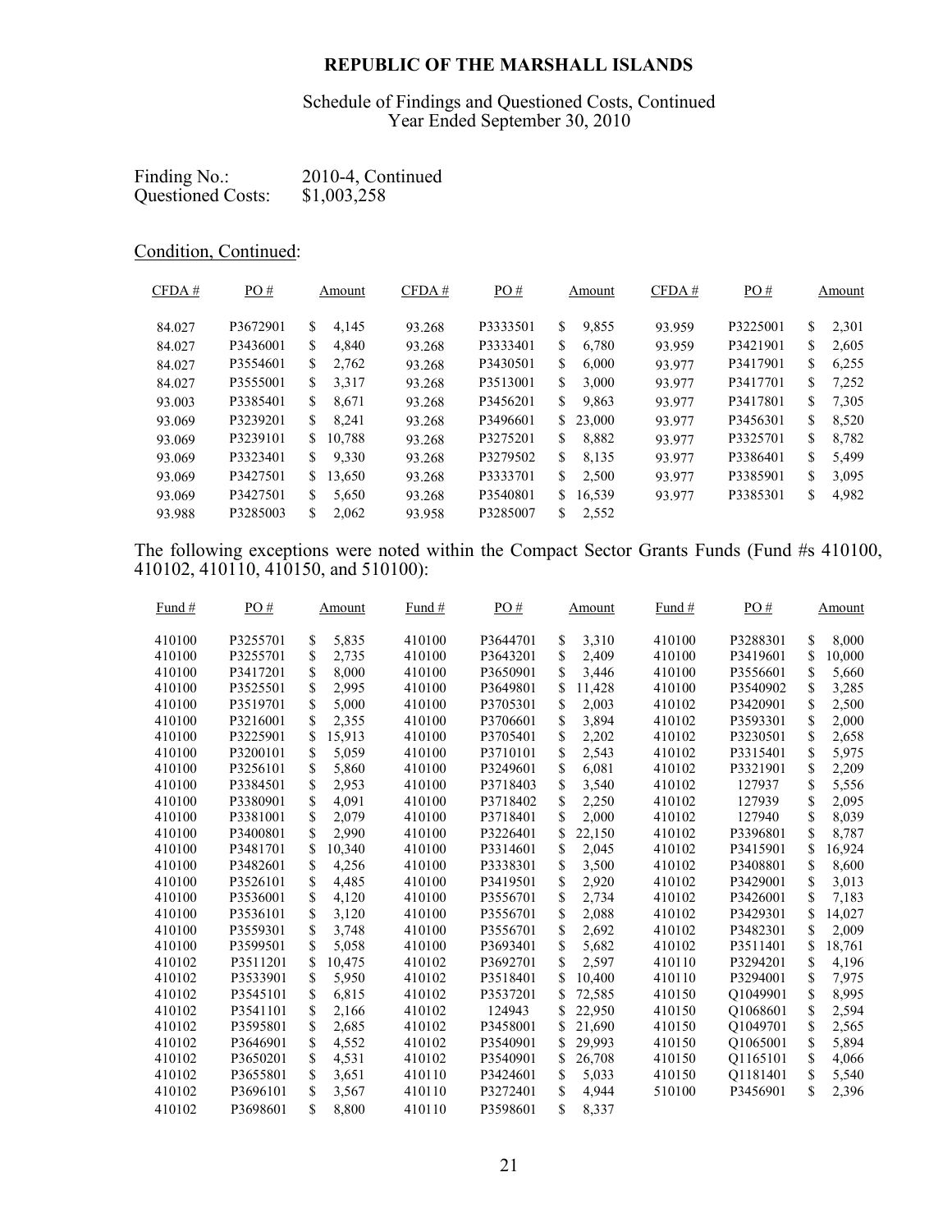# REPUBLIC OF THE MARSHALL ISLANDS

Schedule of Findings and Questioned Costs, Continued
Year Ended September 30, 2010

Finding No.: 2010-4, Continued
Questioned Costs: $1,003,258

Condition, Continued:

| CFDA # | PO # | Amount | CFDA # | PO # | Amount | CFDA # | PO # | Amount |
|---|---|---|---|---|---|---|---|---|
| 84.027 | P3672901 | $ 4,145 | 93.268 | P3333501 | $ 9,855 | 93.959 | P3225001 | $ 2,301 |
| 84.027 | P3436001 | $ 4,840 | 93.268 | P3333401 | $ 6,780 | 93.959 | P3421901 | $ 2,605 |
| 84.027 | P3554601 | $ 2,762 | 93.268 | P3430501 | $ 6,000 | 93.977 | P3417901 | $ 6,255 |
| 84.027 | P3555001 | $ 3,317 | 93.268 | P3513001 | $ 3,000 | 93.977 | P3417701 | $ 7,252 |
| 93.003 | P3385401 | $ 8,671 | 93.268 | P3456201 | $ 9,863 | 93.977 | P3417801 | $ 7,305 |
| 93.069 | P3239201 | $ 8,241 | 93.268 | P3496601 | $ 23,000 | 93.977 | P3456301 | $ 8,520 |
| 93.069 | P3239101 | $ 10,788 | 93.268 | P3275201 | $ 8,882 | 93.977 | P3325701 | $ 8,782 |
| 93.069 | P3323401 | $ 9,330 | 93.268 | P3279502 | $ 8,135 | 93.977 | P3386401 | $ 5,499 |
| 93.069 | P3427501 | $ 13,650 | 93.268 | P3333701 | $ 2,500 | 93.977 | P3385901 | $ 3,095 |
| 93.069 | P3427501 | $ 5,650 | 93.268 | P3540801 | $ 16,539 | 93.977 | P3385301 | $ 4,982 |
| 93.988 | P3285003 | $ 2,062 | 93.958 | P3285007 | $ 2,552 | | | |

The following exceptions were noted within the Compact Sector Grants Funds (Fund #s 410100, 410102, 410110, 410150, and 510100):

| Fund # | PO # | Amount | Fund # | PO # | Amount | Fund # | PO # | Amount |
|---|---|---|---|---|---|---|---|---|
| 410100 | P3255701 | $ 5,835 | 410100 | P3644701 | $ 3,310 | 410100 | P3288301 | $ 8,000 |
| 410100 | P3255701 | $ 2,735 | 410100 | P3643201 | $ 2,409 | 410100 | P3419601 | $ 10,000 |
| 410100 | P3417201 | $ 8,000 | 410100 | P3650901 | $ 3,446 | 410100 | P3556601 | $ 5,660 |
| 410100 | P3525501 | $ 2,995 | 410100 | P3649801 | $ 11,428 | 410100 | P3540902 | $ 3,285 |
| 410100 | P3519701 | $ 5,000 | 410100 | P3705301 | $ 2,003 | 410102 | P3420901 | $ 2,500 |
| 410100 | P3216001 | $ 2,355 | 410100 | P3706601 | $ 3,894 | 410102 | P3593301 | $ 2,000 |
| 410100 | P3225901 | $ 15,913 | 410100 | P3705401 | $ 2,202 | 410102 | P3230501 | $ 2,658 |
| 410100 | P3200101 | $ 5,059 | 410100 | P3710101 | $ 2,543 | 410102 | P3315401 | $ 5,975 |
| 410100 | P3256101 | $ 5,860 | 410100 | P3249601 | $ 6,081 | 410102 | P3321901 | $ 2,209 |
| 410100 | P3384501 | $ 2,953 | 410100 | P3718403 | $ 3,540 | 410102 | 127937 | $ 5,556 |
| 410100 | P3380901 | $ 4,091 | 410100 | P3718402 | $ 2,250 | 410102 | 127939 | $ 2,095 |
| 410100 | P3381001 | $ 2,079 | 410100 | P3718401 | $ 2,000 | 410102 | 127940 | $ 8,039 |
| 410100 | P3400801 | $ 2,990 | 410100 | P3226401 | $ 22,150 | 410102 | P3396801 | $ 8,787 |
| 410100 | P3481701 | $ 10,340 | 410100 | P3314601 | $ 2,045 | 410102 | P3415901 | $ 16,924 |
| 410100 | P3482601 | $ 4,256 | 410100 | P3338301 | $ 3,500 | 410102 | P3408801 | $ 8,600 |
| 410100 | P3526101 | $ 4,485 | 410100 | P3419501 | $ 2,920 | 410102 | P3429001 | $ 3,013 |
| 410100 | P3536001 | $ 4,120 | 410100 | P3556701 | $ 2,734 | 410102 | P3426001 | $ 7,183 |
| 410100 | P3536101 | $ 3,120 | 410100 | P3556701 | $ 2,088 | 410102 | P3429301 | $ 14,027 |
| 410100 | P3559301 | $ 3,748 | 410100 | P3556701 | $ 2,692 | 410102 | P3482301 | $ 2,009 |
| 410100 | P3599501 | $ 5,058 | 410100 | P3693401 | $ 5,682 | 410102 | P3511401 | $ 18,761 |
| 410102 | P3511201 | $ 10,475 | 410102 | P3692701 | $ 2,597 | 410110 | P3294201 | $ 4,196 |
| 410102 | P3533901 | $ 5,950 | 410102 | P3518401 | $ 10,400 | 410110 | P3294001 | $ 7,975 |
| 410102 | P3545101 | $ 6,815 | 410102 | P3537201 | $ 72,585 | 410150 | Q1049901 | $ 8,995 |
| 410102 | P3541101 | $ 2,166 | 410102 | 124943 | $ 22,950 | 410150 | Q1068601 | $ 2,594 |
| 410102 | P3595801 | $ 2,685 | 410102 | P3458001 | $ 21,690 | 410150 | Q1049701 | $ 2,565 |
| 410102 | P3646901 | $ 4,552 | 410102 | P3540901 | $ 29,993 | 410150 | Q1065001 | $ 5,894 |
| 410102 | P3650201 | $ 4,531 | 410102 | P3540901 | $ 26,708 | 410150 | Q1165101 | $ 4,066 |
| 410102 | P3655801 | $ 3,651 | 410110 | P3424601 | $ 5,033 | 410150 | Q1181401 | $ 5,540 |
| 410102 | P3696101 | $ 3,567 | 410110 | P3272401 | $ 4,944 | 510100 | P3456901 | $ 2,396 |
| 410102 | P3698601 | $ 8,800 | 410110 | P3598601 | $ 8,337 | | | |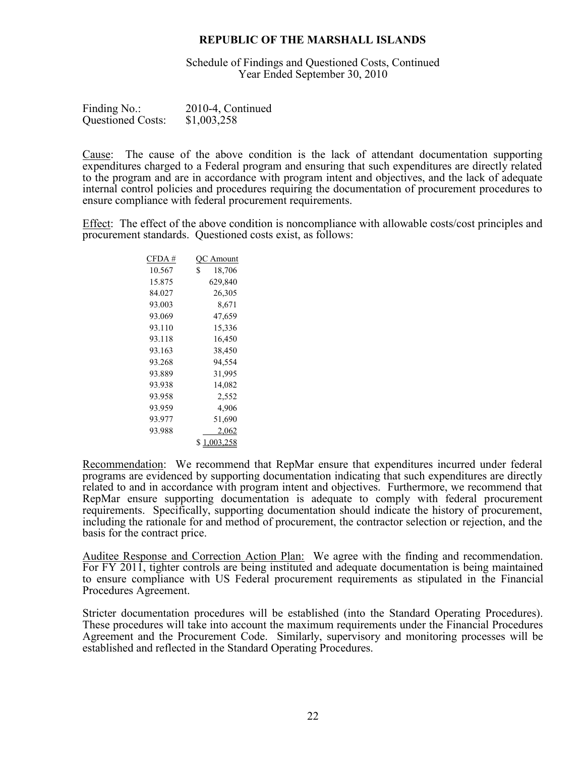**REPUBLIC OF THE MARSHALL ISLANDS**

Schedule of Findings and Questioned Costs, Continued
Year Ended September 30, 2010

Finding No.: 2010-4, Continued
Questioned Costs: $1,003,258

Cause: The cause of the above condition is the lack of attendant documentation supporting expenditures charged to a Federal program and ensuring that such expenditures are directly related to the program and are in accordance with program intent and objectives, and the lack of adequate internal control policies and procedures requiring the documentation of procurement procedures to ensure compliance with federal procurement requirements.

Effect: The effect of the above condition is noncompliance with allowable costs/cost principles and procurement standards. Questioned costs exist, as follows:

| CFDA # | QC Amount |
|---|---|
| 10.567 | $ 18,706 |
| 15.875 | 629,840 |
| 84.027 | 26,305 |
| 93.003 | 8,671 |
| 93.069 | 47,659 |
| 93.110 | 15,336 |
| 93.118 | 16,450 |
| 93.163 | 38,450 |
| 93.268 | 94,554 |
| 93.889 | 31,995 |
| 93.938 | 14,082 |
| 93.958 | 2,552 |
| 93.959 | 4,906 |
| 93.977 | 51,690 |
| 93.988 | 2,062 |
| | $ 1,003,258 |

Recommendation: We recommend that RepMar ensure that expenditures incurred under federal programs are evidenced by supporting documentation indicating that such expenditures are directly related to and in accordance with program intent and objectives. Furthermore, we recommend that RepMar ensure supporting documentation is adequate to comply with federal procurement requirements. Specifically, supporting documentation should indicate the history of procurement, including the rationale for and method of procurement, the contractor selection or rejection, and the basis for the contract price.

Auditee Response and Correction Action Plan: We agree with the finding and recommendation. For FY 2011, tighter controls are being instituted and adequate documentation is being maintained to ensure compliance with US Federal procurement requirements as stipulated in the Financial Procedures Agreement.

Stricter documentation procedures will be established (into the Standard Operating Procedures). These procedures will take into account the maximum requirements under the Financial Procedures Agreement and the Procurement Code. Similarly, supervisory and monitoring processes will be established and reflected in the Standard Operating Procedures.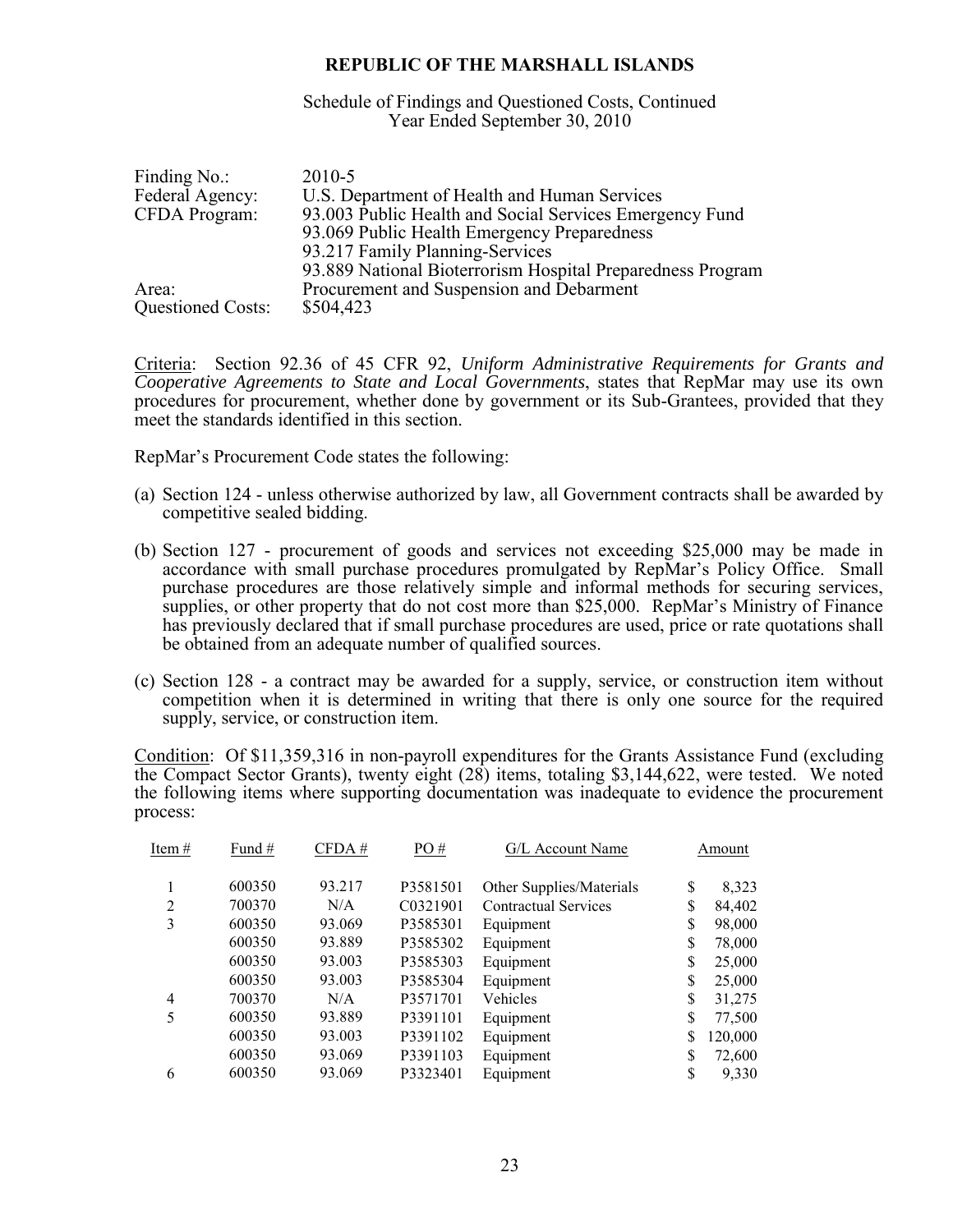**REPUBLIC OF THE MARSHALL ISLANDS**

Schedule of Findings and Questioned Costs, Continued
Year Ended September 30, 2010

| | |
|---|---|
| Finding No.: | 2010-5 |
| Federal Agency: | U.S. Department of Health and Human Services |
| CFDA Program: | 93.003 Public Health and Social Services Emergency Fund |
| | 93.069 Public Health Emergency Preparedness |
| | 93.217 Family Planning-Services |
| | 93.889 National Bioterrorism Hospital Preparedness Program |
| Area: | Procurement and Suspension and Debarment |
| Questioned Costs: | $504,423 |

Criteria: Section 92.36 of 45 CFR 92, *Uniform Administrative Requirements for Grants and Cooperative Agreements to State and Local Governments*, states that RepMar may use its own procedures for procurement, whether done by government or its Sub-Grantees, provided that they meet the standards identified in this section.

RepMar's Procurement Code states the following:

(a) Section 124 - unless otherwise authorized by law, all Government contracts shall be awarded by competitive sealed bidding.

(b) Section 127 - procurement of goods and services not exceeding $25,000 may be made in accordance with small purchase procedures promulgated by RepMar's Policy Office. Small purchase procedures are those relatively simple and informal methods for securing services, supplies, or other property that do not cost more than $25,000. RepMar's Ministry of Finance has previously declared that if small purchase procedures are used, price or rate quotations shall be obtained from an adequate number of qualified sources.

(c) Section 128 - a contract may be awarded for a supply, service, or construction item without competition when it is determined in writing that there is only one source for the required supply, service, or construction item.

Condition: Of $11,359,316 in non-payroll expenditures for the Grants Assistance Fund (excluding the Compact Sector Grants), twenty eight (28) items, totaling $3,144,622, were tested. We noted the following items where supporting documentation was inadequate to evidence the procurement process:

| Item # | Fund # | CFDA # | PO # | G/L Account Name | Amount |
|---|---|---|---|---|---|
| 1 | 600350 | 93.217 | P3581501 | Other Supplies/Materials | $ 8,323 |
| 2 | 700370 | N/A | C0321901 | Contractual Services | $ 84,402 |
| 3 | 600350 | 93.069 | P3585301 | Equipment | $ 98,000 |
| | 600350 | 93.889 | P3585302 | Equipment | $ 78,000 |
| | 600350 | 93.003 | P3585303 | Equipment | $ 25,000 |
| | 600350 | 93.003 | P3585304 | Equipment | $ 25,000 |
| 4 | 700370 | N/A | P3571701 | Vehicles | $ 31,275 |
| 5 | 600350 | 93.889 | P3391101 | Equipment | $ 77,500 |
| | 600350 | 93.003 | P3391102 | Equipment | $ 120,000 |
| | 600350 | 93.069 | P3391103 | Equipment | $ 72,600 |
| 6 | 600350 | 93.069 | P3323401 | Equipment | $ 9,330 |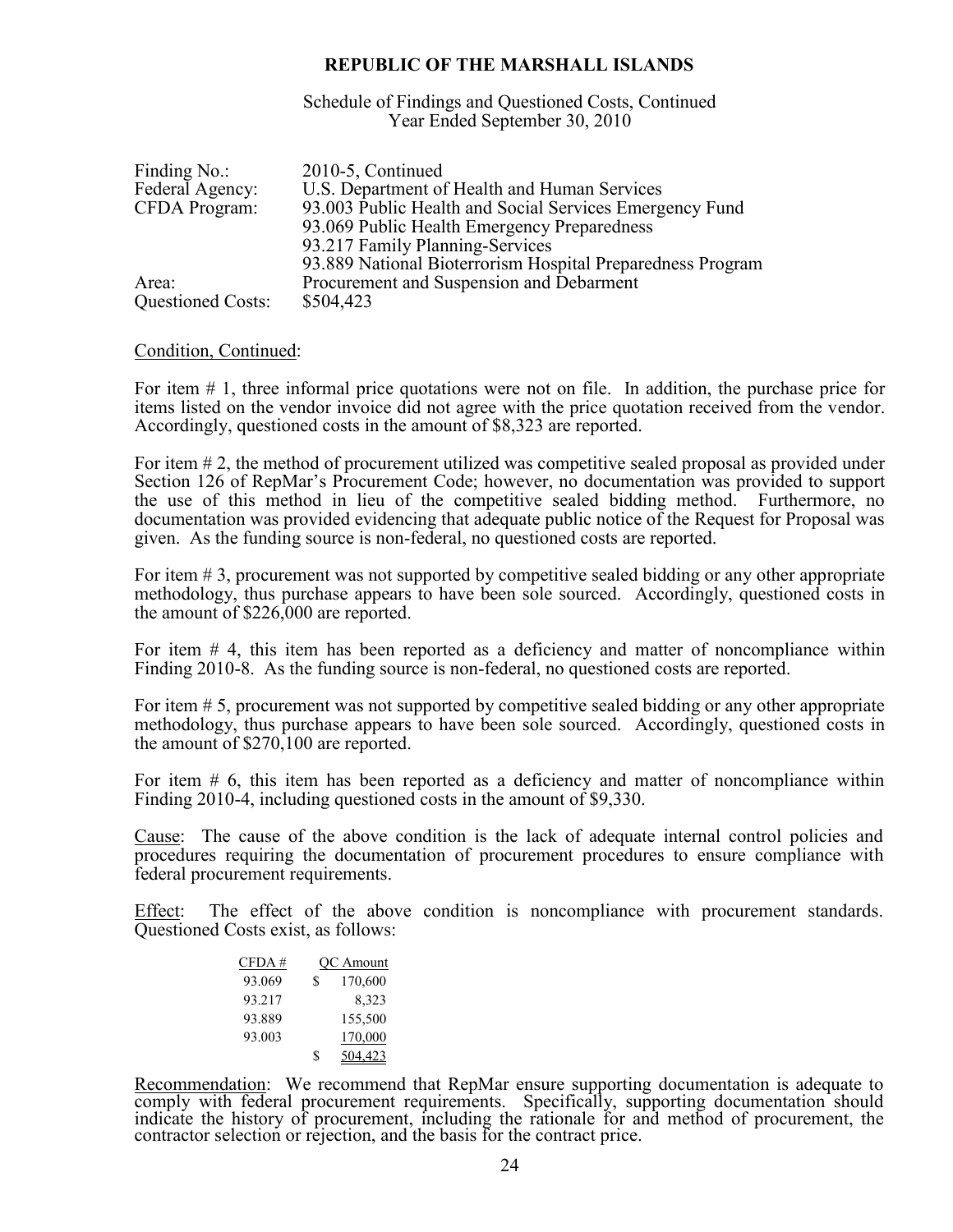**REPUBLIC OF THE MARSHALL ISLANDS**

Schedule of Findings and Questioned Costs, Continued
Year Ended September 30, 2010

| | |
|---|---|
| Finding No.: | 2010-5, Continued |
| Federal Agency: | U.S. Department of Health and Human Services |
| CFDA Program: | 93.003 Public Health and Social Services Emergency Fund |
| | 93.069 Public Health Emergency Preparedness |
| | 93.217 Family Planning-Services |
| | 93.889 National Bioterrorism Hospital Preparedness Program |
| Area: | Procurement and Suspension and Debarment |
| Questioned Costs: | $504,423 |

Condition, Continued:

For item # 1, three informal price quotations were not on file. In addition, the purchase price for items listed on the vendor invoice did not agree with the price quotation received from the vendor. Accordingly, questioned costs in the amount of $8,323 are reported.

For item # 2, the method of procurement utilized was competitive sealed proposal as provided under Section 126 of RepMar's Procurement Code; however, no documentation was provided to support the use of this method in lieu of the competitive sealed bidding method. Furthermore, no documentation was provided evidencing that adequate public notice of the Request for Proposal was given. As the funding source is non-federal, no questioned costs are reported.

For item # 3, procurement was not supported by competitive sealed bidding or any other appropriate methodology, thus purchase appears to have been sole sourced. Accordingly, questioned costs in the amount of $226,000 are reported.

For item # 4, this item has been reported as a deficiency and matter of noncompliance within Finding 2010-8. As the funding source is non-federal, no questioned costs are reported.

For item # 5, procurement was not supported by competitive sealed bidding or any other appropriate methodology, thus purchase appears to have been sole sourced. Accordingly, questioned costs in the amount of $270,100 are reported.

For item # 6, this item has been reported as a deficiency and matter of noncompliance within Finding 2010-4, including questioned costs in the amount of $9,330.

Cause: The cause of the above condition is the lack of adequate internal control policies and procedures requiring the documentation of procurement procedures to ensure compliance with federal procurement requirements.

Effect: The effect of the above condition is noncompliance with procurement standards. Questioned Costs exist, as follows:

| CFDA # | QC Amount |
|---|---|
| 93.069 | $ 170,600 |
| 93.217 | 8,323 |
| 93.889 | 155,500 |
| 93.003 | 170,000 |
| | $ 504,423 |

Recommendation: We recommend that RepMar ensure supporting documentation is adequate to comply with federal procurement requirements. Specifically, supporting documentation should indicate the history of procurement, including the rationale for and method of procurement, the contractor selection or rejection, and the basis for the contract price.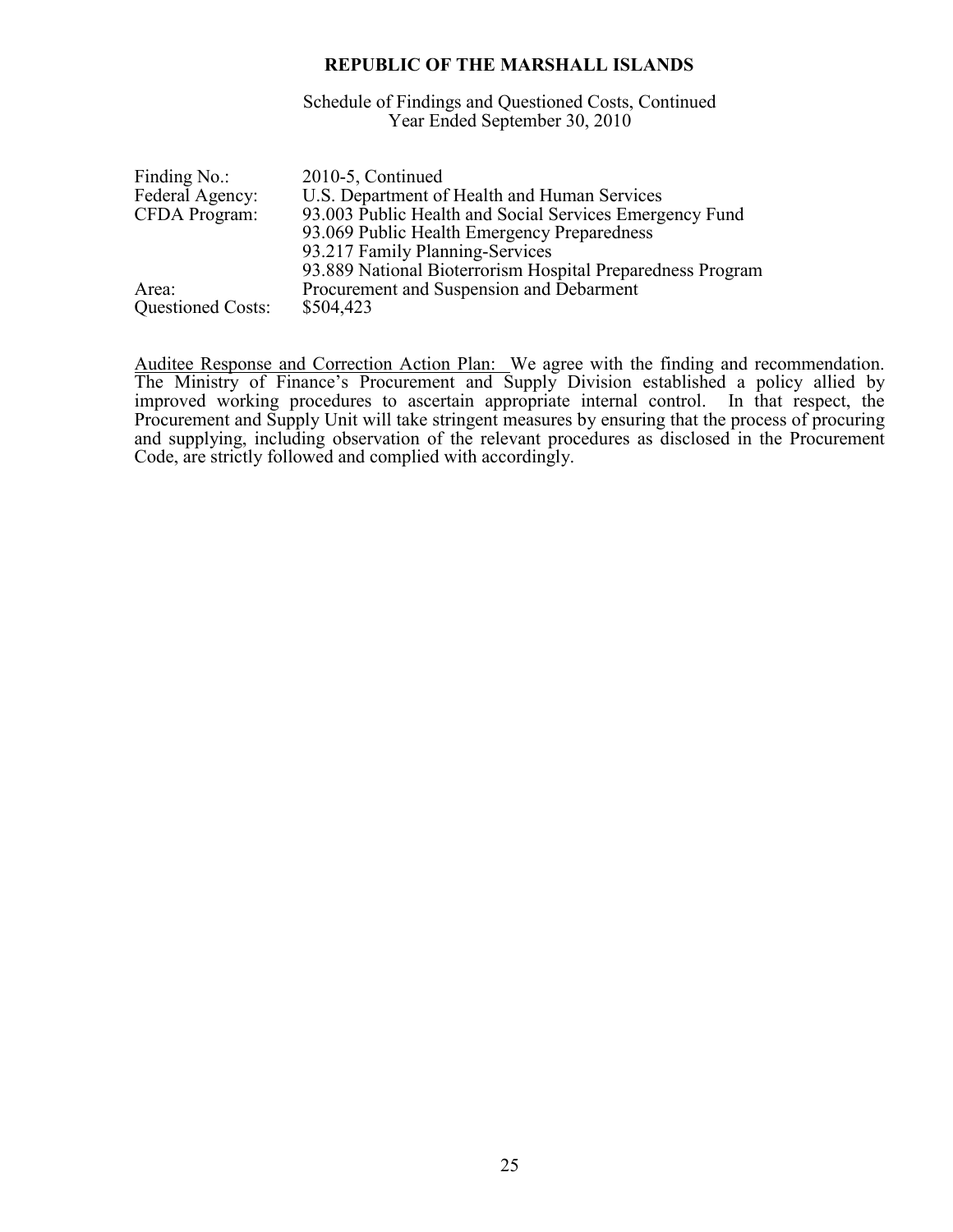**REPUBLIC OF THE MARSHALL ISLANDS**

Schedule of Findings and Questioned Costs, Continued
Year Ended September 30, 2010

| | |
|---|---|
| Finding No.: | 2010-5, Continued |
| Federal Agency: | U.S. Department of Health and Human Services |
| CFDA Program: | 93.003 Public Health and Social Services Emergency Fund<br>93.069 Public Health Emergency Preparedness<br>93.217 Family Planning-Services<br>93.889 National Bioterrorism Hospital Preparedness Program |
| Area: | Procurement and Suspension and Debarment |
| Questioned Costs: | $504,423 |

Auditee Response and Correction Action Plan: We agree with the finding and recommendation. The Ministry of Finance's Procurement and Supply Division established a policy allied by improved working procedures to ascertain appropriate internal control. In that respect, the Procurement and Supply Unit will take stringent measures by ensuring that the process of procuring and supplying, including observation of the relevant procedures as disclosed in the Procurement Code, are strictly followed and complied with accordingly.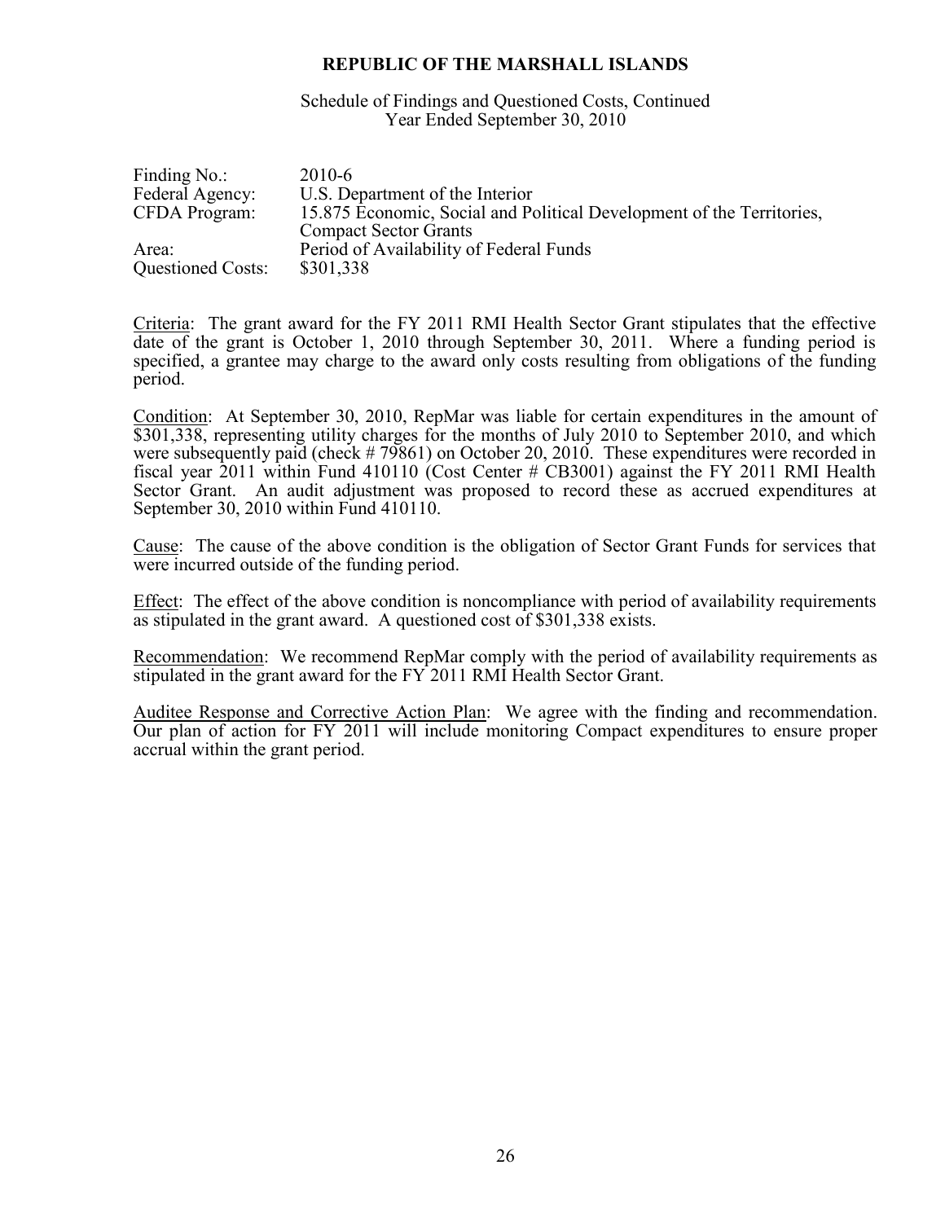# REPUBLIC OF THE MARSHALL ISLANDS

Schedule of Findings and Questioned Costs, Continued
Year Ended September 30, 2010

| | |
|---|---|
| Finding No.: | 2010-6 |
| Federal Agency: | U.S. Department of the Interior |
| CFDA Program: | 15.875 Economic, Social and Political Development of the Territories, Compact Sector Grants |
| Area: | Period of Availability of Federal Funds |
| Questioned Costs: | \$301,338 |

Criteria: The grant award for the FY 2011 RMI Health Sector Grant stipulates that the effective date of the grant is October 1, 2010 through September 30, 2011. Where a funding period is specified, a grantee may charge to the award only costs resulting from obligations of the funding period.

Condition: At September 30, 2010, RepMar was liable for certain expenditures in the amount of \$301,338, representing utility charges for the months of July 2010 to September 2010, and which were subsequently paid (check # 79861) on October 20, 2010. These expenditures were recorded in fiscal year 2011 within Fund 410110 (Cost Center # CB3001) against the FY 2011 RMI Health Sector Grant. An audit adjustment was proposed to record these as accrued expenditures at September 30, 2010 within Fund 410110.

Cause: The cause of the above condition is the obligation of Sector Grant Funds for services that were incurred outside of the funding period.

Effect: The effect of the above condition is noncompliance with period of availability requirements as stipulated in the grant award. A questioned cost of \$301,338 exists.

Recommendation: We recommend RepMar comply with the period of availability requirements as stipulated in the grant award for the FY 2011 RMI Health Sector Grant.

Auditee Response and Corrective Action Plan: We agree with the finding and recommendation. Our plan of action for FY 2011 will include monitoring Compact expenditures to ensure proper accrual within the grant period.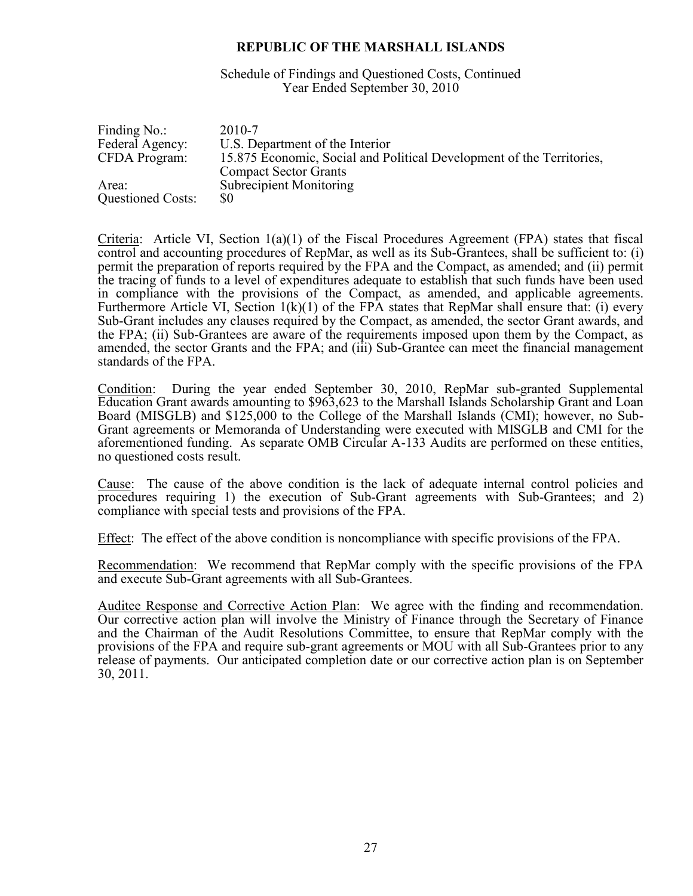# REPUBLIC OF THE MARSHALL ISLANDS

Schedule of Findings and Questioned Costs, Continued
Year Ended September 30, 2010

| | |
|---|---|
| Finding No.: | 2010-7 |
| Federal Agency: | U.S. Department of the Interior |
| CFDA Program: | 15.875 Economic, Social and Political Development of the Territories, Compact Sector Grants |
| Area: | Subrecipient Monitoring |
| Questioned Costs: | $0 |

Criteria: Article VI, Section 1(a)(1) of the Fiscal Procedures Agreement (FPA) states that fiscal control and accounting procedures of RepMar, as well as its Sub-Grantees, shall be sufficient to: (i) permit the preparation of reports required by the FPA and the Compact, as amended; and (ii) permit the tracing of funds to a level of expenditures adequate to establish that such funds have been used in compliance with the provisions of the Compact, as amended, and applicable agreements. Furthermore Article VI, Section 1(k)(1) of the FPA states that RepMar shall ensure that: (i) every Sub-Grant includes any clauses required by the Compact, as amended, the sector Grant awards, and the FPA; (ii) Sub-Grantees are aware of the requirements imposed upon them by the Compact, as amended, the sector Grants and the FPA; and (iii) Sub-Grantee can meet the financial management standards of the FPA.

Condition: During the year ended September 30, 2010, RepMar sub-granted Supplemental Education Grant awards amounting to $963,623 to the Marshall Islands Scholarship Grant and Loan Board (MISGLB) and $125,000 to the College of the Marshall Islands (CMI); however, no Sub-Grant agreements or Memoranda of Understanding were executed with MISGLB and CMI for the aforementioned funding. As separate OMB Circular A-133 Audits are performed on these entities, no questioned costs result.

Cause: The cause of the above condition is the lack of adequate internal control policies and procedures requiring 1) the execution of Sub-Grant agreements with Sub-Grantees; and 2) compliance with special tests and provisions of the FPA.

Effect: The effect of the above condition is noncompliance with specific provisions of the FPA.

Recommendation: We recommend that RepMar comply with the specific provisions of the FPA and execute Sub-Grant agreements with all Sub-Grantees.

Auditee Response and Corrective Action Plan: We agree with the finding and recommendation. Our corrective action plan will involve the Ministry of Finance through the Secretary of Finance and the Chairman of the Audit Resolutions Committee, to ensure that RepMar comply with the provisions of the FPA and require sub-grant agreements or MOU with all Sub-Grantees prior to any release of payments. Our anticipated completion date or our corrective action plan is on September 30, 2011.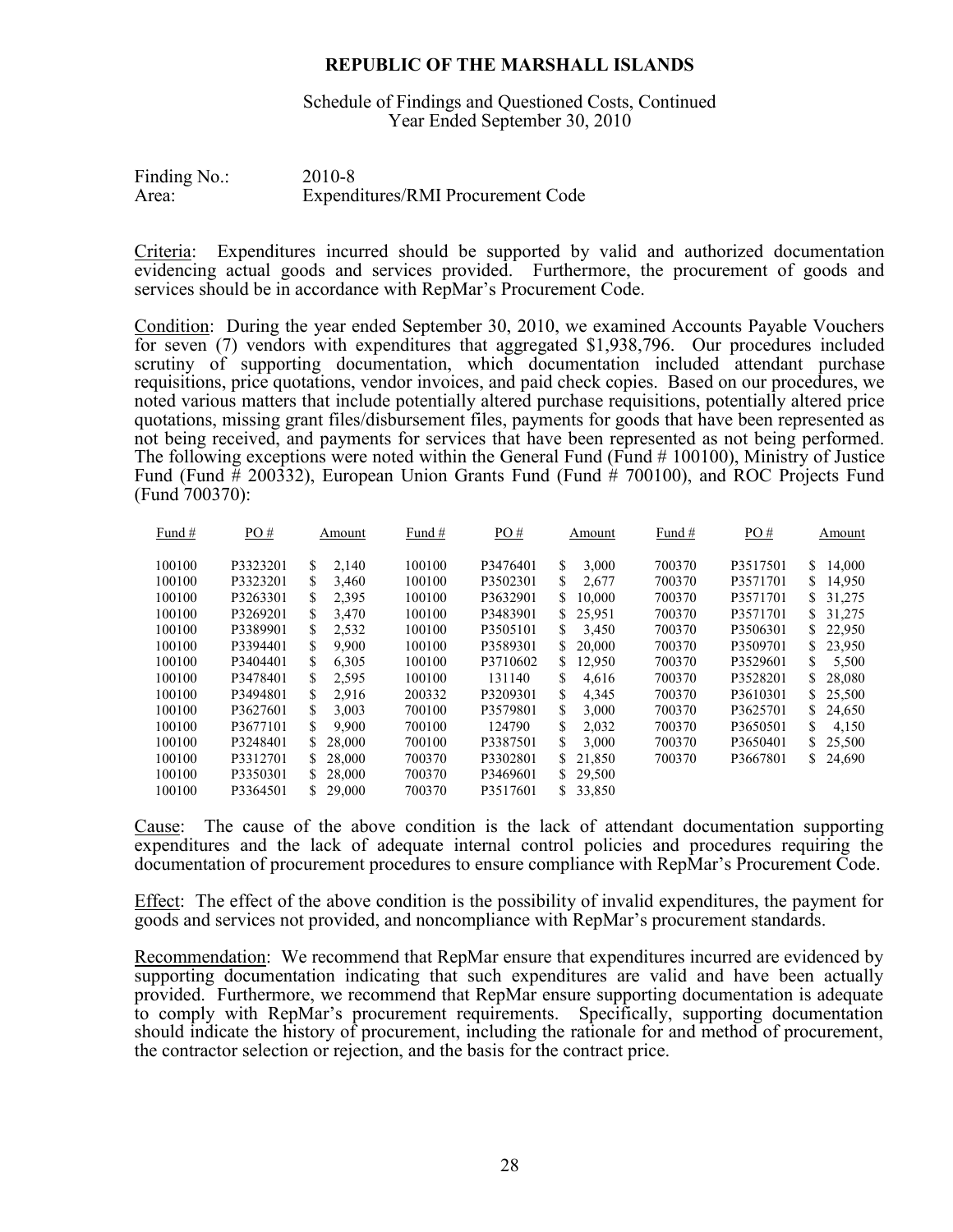**REPUBLIC OF THE MARSHALL ISLANDS**

Schedule of Findings and Questioned Costs, Continued
Year Ended September 30, 2010

Finding No.: 2010-8
Area: Expenditures/RMI Procurement Code

Criteria: Expenditures incurred should be supported by valid and authorized documentation evidencing actual goods and services provided. Furthermore, the procurement of goods and services should be in accordance with RepMar's Procurement Code.

Condition: During the year ended September 30, 2010, we examined Accounts Payable Vouchers for seven (7) vendors with expenditures that aggregated $1,938,796. Our procedures included scrutiny of supporting documentation, which documentation included attendant purchase requisitions, price quotations, vendor invoices, and paid check copies. Based on our procedures, we noted various matters that include potentially altered purchase requisitions, potentially altered price quotations, missing grant files/disbursement files, payments for goods that have been represented as not being received, and payments for services that have been represented as not being performed. The following exceptions were noted within the General Fund (Fund # 100100), Ministry of Justice Fund (Fund # 200332), European Union Grants Fund (Fund # 700100), and ROC Projects Fund (Fund 700370):

| Fund # | PO # | Amount | Fund # | PO # | Amount | Fund # | PO # | Amount |
|---|---|---|---|---|---|---|---|---|
| 100100 | P3323201 | $ 2,140 | 100100 | P3476401 | $ 3,000 | 700370 | P3517501 | $ 14,000 |
| 100100 | P3323201 | $ 3,460 | 100100 | P3502301 | $ 2,677 | 700370 | P3571701 | $ 14,950 |
| 100100 | P3263301 | $ 2,395 | 100100 | P3632901 | $ 10,000 | 700370 | P3571701 | $ 31,275 |
| 100100 | P3269201 | $ 3,470 | 100100 | P3483901 | $ 25,951 | 700370 | P3571701 | $ 31,275 |
| 100100 | P3389901 | $ 2,532 | 100100 | P3505101 | $ 3,450 | 700370 | P3506301 | $ 22,950 |
| 100100 | P3394401 | $ 9,900 | 100100 | P3589301 | $ 20,000 | 700370 | P3509701 | $ 23,950 |
| 100100 | P3404401 | $ 6,305 | 100100 | P3710602 | $ 12,950 | 700370 | P3529601 | $ 5,500 |
| 100100 | P3478401 | $ 2,595 | 100100 | 131140 | $ 4,616 | 700370 | P3528201 | $ 28,080 |
| 100100 | P3494801 | $ 2,916 | 200332 | P3209301 | $ 4,345 | 700370 | P3610301 | $ 25,500 |
| 100100 | P3627601 | $ 3,003 | 700100 | P3579801 | $ 3,000 | 700370 | P3625701 | $ 24,650 |
| 100100 | P3677101 | $ 9,900 | 700100 | 124790 | $ 2,032 | 700370 | P3650501 | $ 4,150 |
| 100100 | P3248401 | $ 28,000 | 700100 | P3387501 | $ 3,000 | 700370 | P3650401 | $ 25,500 |
| 100100 | P3312701 | $ 28,000 | 700370 | P3302801 | $ 21,850 | 700370 | P3667801 | $ 24,690 |
| 100100 | P3350301 | $ 28,000 | 700370 | P3469601 | $ 29,500 | | | |
| 100100 | P3364501 | $ 29,000 | 700370 | P3517601 | $ 33,850 | | | |

Cause: The cause of the above condition is the lack of attendant documentation supporting expenditures and the lack of adequate internal control policies and procedures requiring the documentation of procurement procedures to ensure compliance with RepMar's Procurement Code.

Effect: The effect of the above condition is the possibility of invalid expenditures, the payment for goods and services not provided, and noncompliance with RepMar's procurement standards.

Recommendation: We recommend that RepMar ensure that expenditures incurred are evidenced by supporting documentation indicating that such expenditures are valid and have been actually provided. Furthermore, we recommend that RepMar ensure supporting documentation is adequate to comply with RepMar's procurement requirements. Specifically, supporting documentation should indicate the history of procurement, including the rationale for and method of procurement, the contractor selection or rejection, and the basis for the contract price.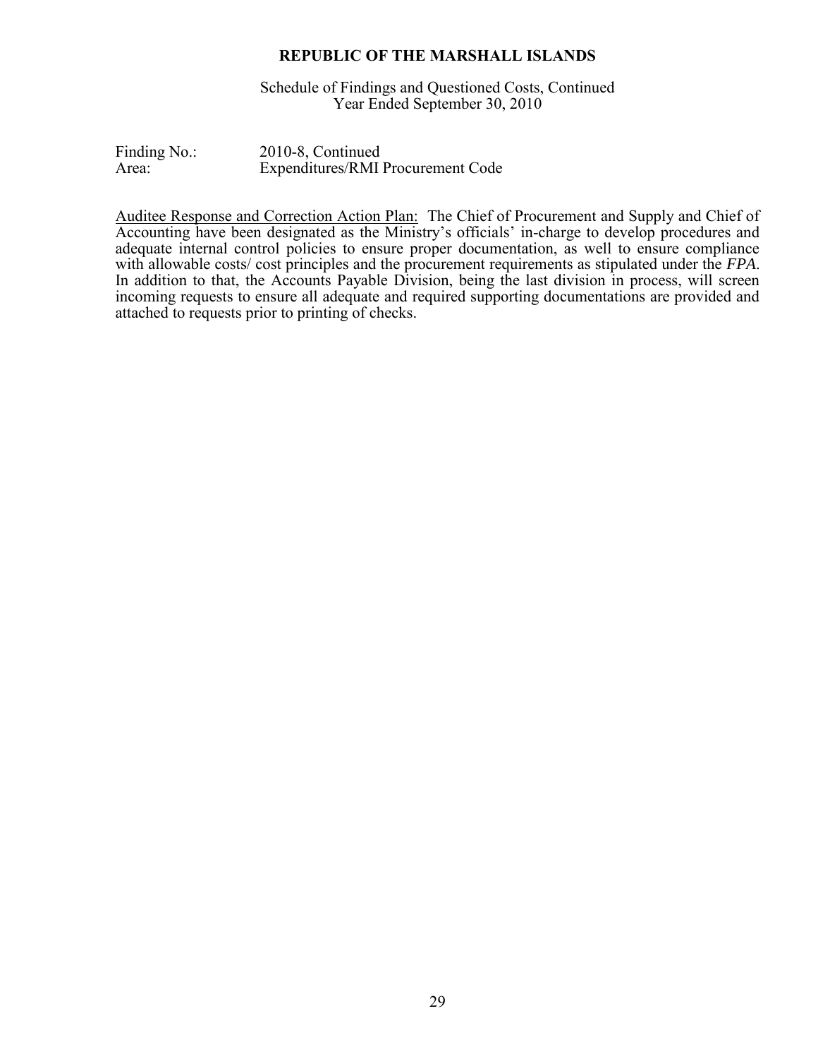**REPUBLIC OF THE MARSHALL ISLANDS**

Schedule of Findings and Questioned Costs, Continued
Year Ended September 30, 2010

Finding No.: 2010-8, Continued
Area: Expenditures/RMI Procurement Code

Auditee Response and Correction Action Plan: The Chief of Procurement and Supply and Chief of Accounting have been designated as the Ministry's officials' in-charge to develop procedures and adequate internal control policies to ensure proper documentation, as well to ensure compliance with allowable costs/ cost principles and the procurement requirements as stipulated under the *FPA*. In addition to that, the Accounts Payable Division, being the last division in process, will screen incoming requests to ensure all adequate and required supporting documentations are provided and attached to requests prior to printing of checks.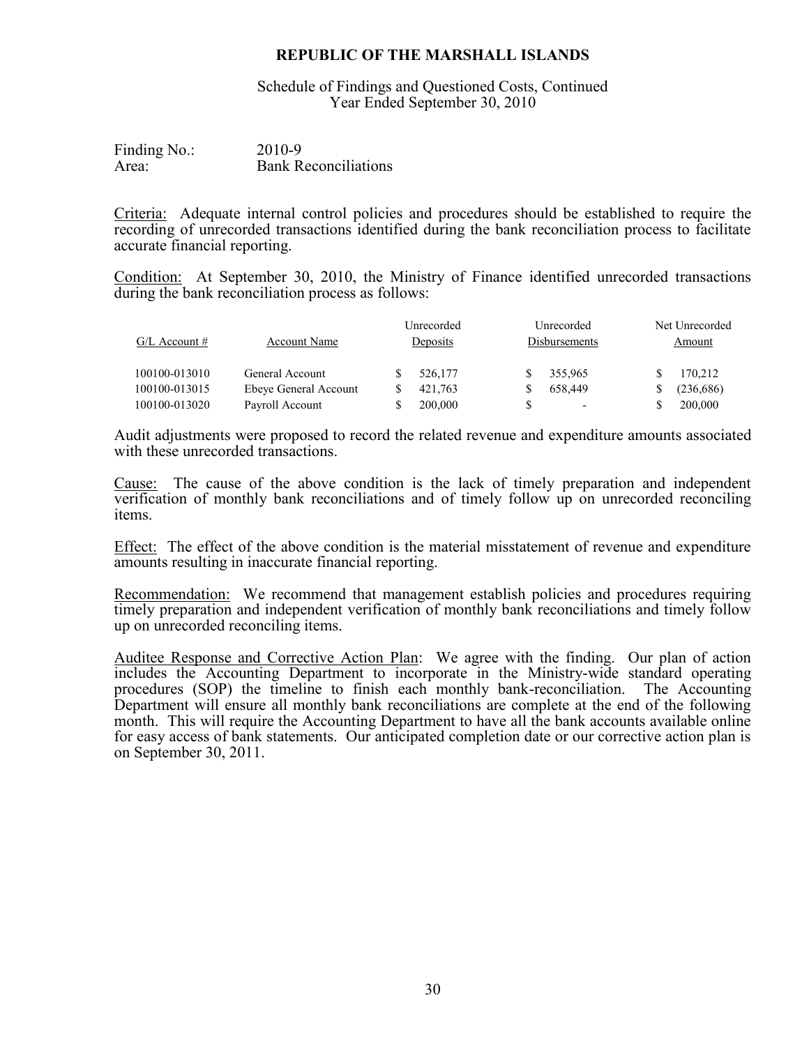# REPUBLIC OF THE MARSHALL ISLANDS

Schedule of Findings and Questioned Costs, Continued
Year Ended September 30, 2010

Finding No.: 2010-9
Area: Bank Reconciliations

Criteria: Adequate internal control policies and procedures should be established to require the recording of unrecorded transactions identified during the bank reconciliation process to facilitate accurate financial reporting.

Condition: At September 30, 2010, the Ministry of Finance identified unrecorded transactions during the bank reconciliation process as follows:

| G/L Account # | Account Name | Unrecorded Deposits | Unrecorded Disbursements | Net Unrecorded Amount |
|---|---|---|---|---|
| 100100-013010 | General Account | $ 526,177 | $ 355,965 | $ 170,212 |
| 100100-013015 | Ebeye General Account | $ 421,763 | $ 658,449 | $ (236,686) |
| 100100-013020 | Payroll Account | $ 200,000 | $ - | $ 200,000 |

Audit adjustments were proposed to record the related revenue and expenditure amounts associated with these unrecorded transactions.

Cause: The cause of the above condition is the lack of timely preparation and independent verification of monthly bank reconciliations and of timely follow up on unrecorded reconciling items.

Effect: The effect of the above condition is the material misstatement of revenue and expenditure amounts resulting in inaccurate financial reporting.

Recommendation: We recommend that management establish policies and procedures requiring timely preparation and independent verification of monthly bank reconciliations and timely follow up on unrecorded reconciling items.

Auditee Response and Corrective Action Plan: We agree with the finding. Our plan of action includes the Accounting Department to incorporate in the Ministry-wide standard operating procedures (SOP) the timeline to finish each monthly bank-reconciliation. The Accounting Department will ensure all monthly bank reconciliations are complete at the end of the following month. This will require the Accounting Department to have all the bank accounts available online for easy access of bank statements. Our anticipated completion date or our corrective action plan is on September 30, 2011.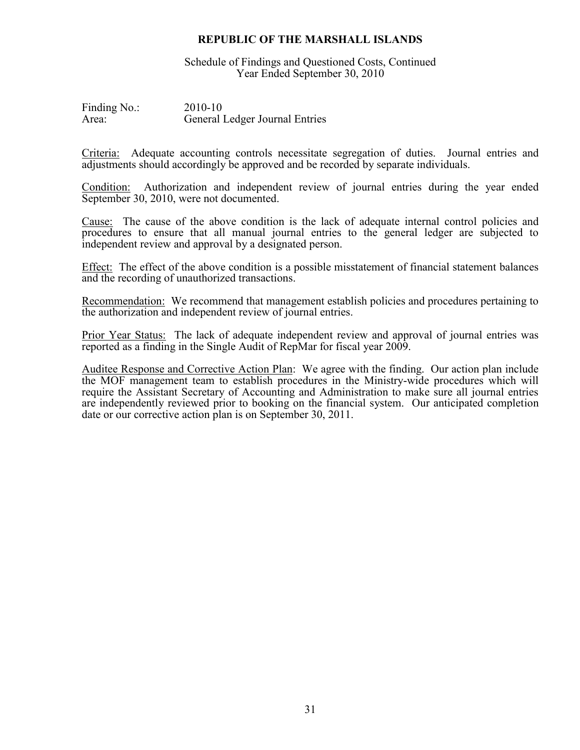**REPUBLIC OF THE MARSHALL ISLANDS**

Schedule of Findings and Questioned Costs, Continued
Year Ended September 30, 2010

Finding No.: 2010-10
Area: General Ledger Journal Entries

Criteria: Adequate accounting controls necessitate segregation of duties. Journal entries and adjustments should accordingly be approved and be recorded by separate individuals.

Condition: Authorization and independent review of journal entries during the year ended September 30, 2010, were not documented.

Cause: The cause of the above condition is the lack of adequate internal control policies and procedures to ensure that all manual journal entries to the general ledger are subjected to independent review and approval by a designated person.

Effect: The effect of the above condition is a possible misstatement of financial statement balances and the recording of unauthorized transactions.

Recommendation: We recommend that management establish policies and procedures pertaining to the authorization and independent review of journal entries.

Prior Year Status: The lack of adequate independent review and approval of journal entries was reported as a finding in the Single Audit of RepMar for fiscal year 2009.

Auditee Response and Corrective Action Plan: We agree with the finding. Our action plan include the MOF management team to establish procedures in the Ministry-wide procedures which will require the Assistant Secretary of Accounting and Administration to make sure all journal entries are independently reviewed prior to booking on the financial system. Our anticipated completion date or our corrective action plan is on September 30, 2011.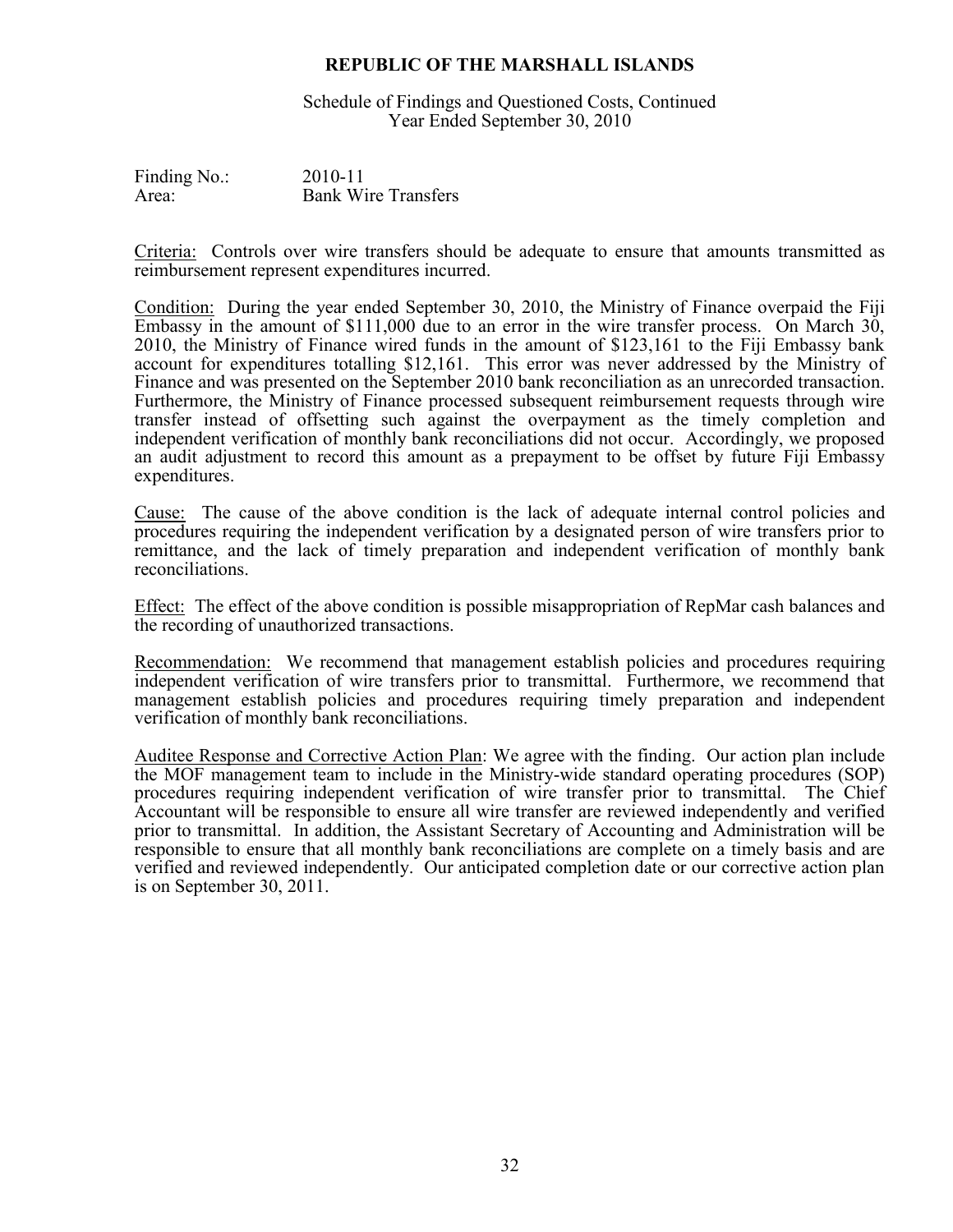# REPUBLIC OF THE MARSHALL ISLANDS

Schedule of Findings and Questioned Costs, Continued
Year Ended September 30, 2010

Finding No.: 2010-11
Area: Bank Wire Transfers

Criteria: Controls over wire transfers should be adequate to ensure that amounts transmitted as reimbursement represent expenditures incurred.

Condition: During the year ended September 30, 2010, the Ministry of Finance overpaid the Fiji Embassy in the amount of $111,000 due to an error in the wire transfer process. On March 30, 2010, the Ministry of Finance wired funds in the amount of $123,161 to the Fiji Embassy bank account for expenditures totalling $12,161. This error was never addressed by the Ministry of Finance and was presented on the September 2010 bank reconciliation as an unrecorded transaction. Furthermore, the Ministry of Finance processed subsequent reimbursement requests through wire transfer instead of offsetting such against the overpayment as the timely completion and independent verification of monthly bank reconciliations did not occur. Accordingly, we proposed an audit adjustment to record this amount as a prepayment to be offset by future Fiji Embassy expenditures.

Cause: The cause of the above condition is the lack of adequate internal control policies and procedures requiring the independent verification by a designated person of wire transfers prior to remittance, and the lack of timely preparation and independent verification of monthly bank reconciliations.

Effect: The effect of the above condition is possible misappropriation of RepMar cash balances and the recording of unauthorized transactions.

Recommendation: We recommend that management establish policies and procedures requiring independent verification of wire transfers prior to transmittal. Furthermore, we recommend that management establish policies and procedures requiring timely preparation and independent verification of monthly bank reconciliations.

Auditee Response and Corrective Action Plan: We agree with the finding. Our action plan include the MOF management team to include in the Ministry-wide standard operating procedures (SOP) procedures requiring independent verification of wire transfer prior to transmittal. The Chief Accountant will be responsible to ensure all wire transfer are reviewed independently and verified prior to transmittal. In addition, the Assistant Secretary of Accounting and Administration will be responsible to ensure that all monthly bank reconciliations are complete on a timely basis and are verified and reviewed independently. Our anticipated completion date or our corrective action plan is on September 30, 2011.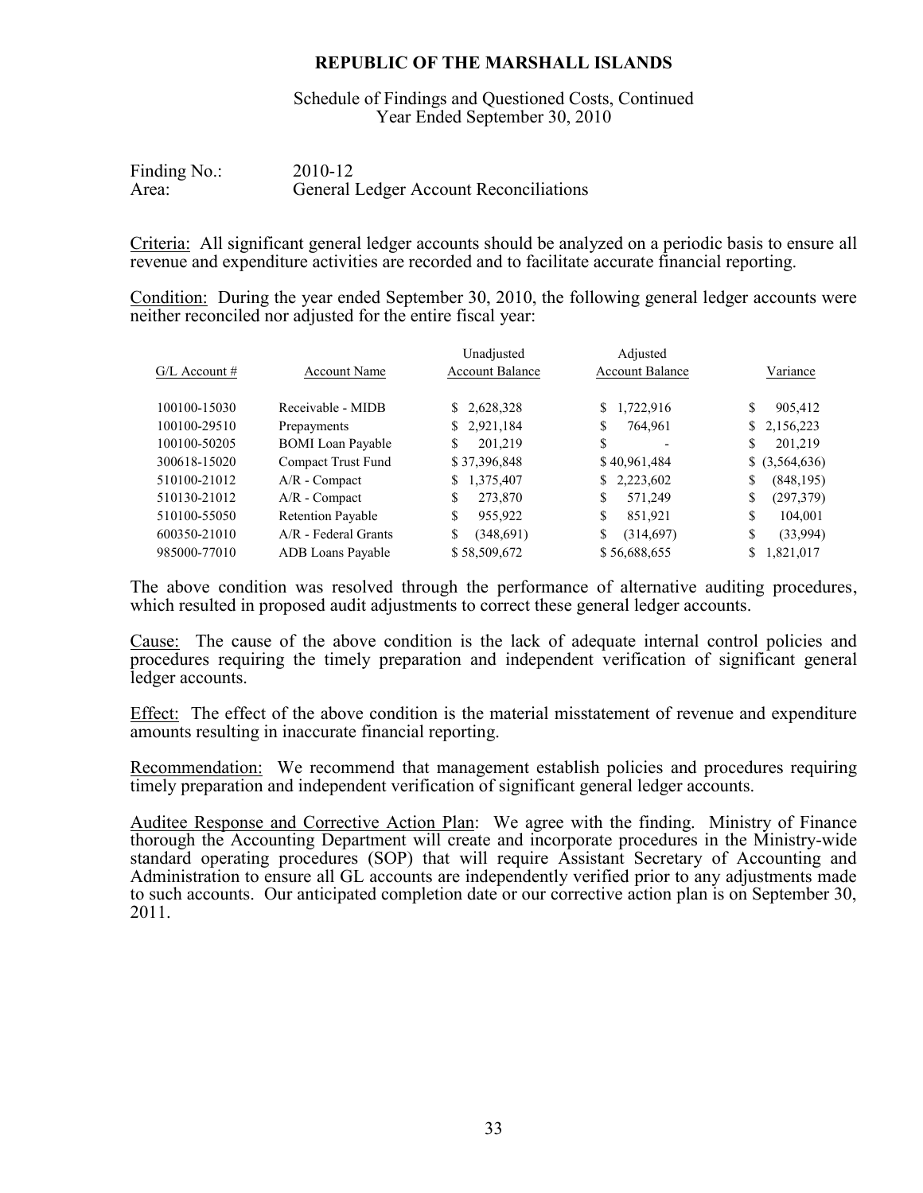**REPUBLIC OF THE MARSHALL ISLANDS**

Schedule of Findings and Questioned Costs, Continued
Year Ended September 30, 2010

Finding No.: 2010-12
Area: General Ledger Account Reconciliations

Criteria: All significant general ledger accounts should be analyzed on a periodic basis to ensure all revenue and expenditure activities are recorded and to facilitate accurate financial reporting.

Condition: During the year ended September 30, 2010, the following general ledger accounts were neither reconciled nor adjusted for the entire fiscal year:

| G/L Account # | Account Name | Unadjusted Account Balance | Adjusted Account Balance | Variance |
|---|---|---|---|---|
| 100100-15030 | Receivable - MIDB | $ 2,628,328 | $ 1,722,916 | $ 905,412 |
| 100100-29510 | Prepayments | $ 2,921,184 | $ 764,961 | $ 2,156,223 |
| 100100-50205 | BOMI Loan Payable | $ 201,219 | $ - | $ 201,219 |
| 300618-15020 | Compact Trust Fund | $ 37,396,848 | $ 40,961,484 | $ (3,564,636) |
| 510100-21012 | A/R - Compact | $ 1,375,407 | $ 2,223,602 | $ (848,195) |
| 510130-21012 | A/R - Compact | $ 273,870 | $ 571,249 | $ (297,379) |
| 510100-55050 | Retention Payable | $ 955,922 | $ 851,921 | $ 104,001 |
| 600350-21010 | A/R - Federal Grants | $ (348,691) | $ (314,697) | $ (33,994) |
| 985000-77010 | ADB Loans Payable | $ 58,509,672 | $ 56,688,655 | $ 1,821,017 |

The above condition was resolved through the performance of alternative auditing procedures, which resulted in proposed audit adjustments to correct these general ledger accounts.

Cause: The cause of the above condition is the lack of adequate internal control policies and procedures requiring the timely preparation and independent verification of significant general ledger accounts.

Effect: The effect of the above condition is the material misstatement of revenue and expenditure amounts resulting in inaccurate financial reporting.

Recommendation: We recommend that management establish policies and procedures requiring timely preparation and independent verification of significant general ledger accounts.

Auditee Response and Corrective Action Plan: We agree with the finding. Ministry of Finance thorough the Accounting Department will create and incorporate procedures in the Ministry-wide standard operating procedures (SOP) that will require Assistant Secretary of Accounting and Administration to ensure all GL accounts are independently verified prior to any adjustments made to such accounts. Our anticipated completion date or our corrective action plan is on September 30, 2011.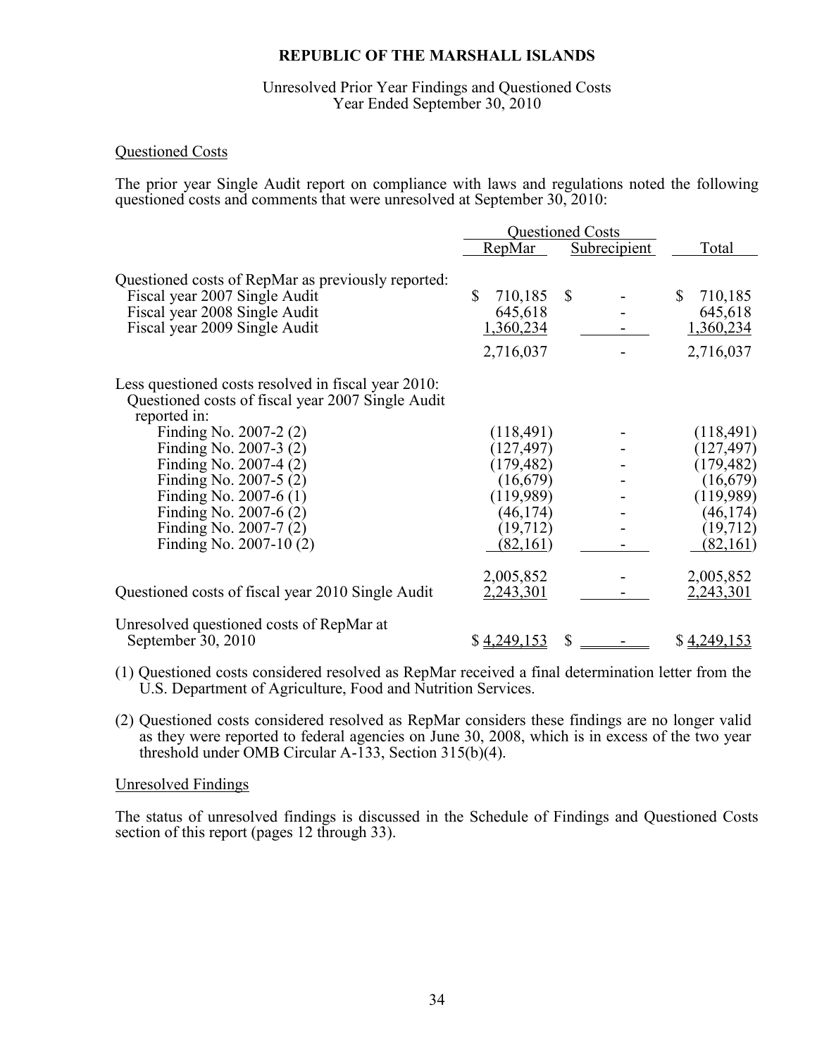# REPUBLIC OF THE MARSHALL ISLANDS

Unresolved Prior Year Findings and Questioned Costs
Year Ended September 30, 2010

## Questioned Costs

The prior year Single Audit report on compliance with laws and regulations noted the following questioned costs and comments that were unresolved at September 30, 2010:

| | Questioned Costs | | |
|---|---|---|---|
| | RepMar | Subrecipient | Total |
| Questioned costs of RepMar as previously reported: | | | |
| Fiscal year 2007 Single Audit | $ 710,185 | $ - | $ 710,185 |
| Fiscal year 2008 Single Audit | 645,618 | - | 645,618 |
| Fiscal year 2009 Single Audit | 1,360,234 | - | 1,360,234 |
| | 2,716,037 | - | 2,716,037 |
| Less questioned costs resolved in fiscal year 2010: | | | |
| Questioned costs of fiscal year 2007 Single Audit reported in: | | | |
| Finding No. 2007-2 (2) | (118,491) | - | (118,491) |
| Finding No. 2007-3 (2) | (127,497) | - | (127,497) |
| Finding No. 2007-4 (2) | (179,482) | - | (179,482) |
| Finding No. 2007-5 (2) | (16,679) | - | (16,679) |
| Finding No. 2007-6 (1) | (119,989) | - | (119,989) |
| Finding No. 2007-6 (2) | (46,174) | - | (46,174) |
| Finding No. 2007-7 (2) | (19,712) | - | (19,712) |
| Finding No. 2007-10 (2) | (82,161) | - | (82,161) |
| | 2,005,852 | - | 2,005,852 |
| Questioned costs of fiscal year 2010 Single Audit | 2,243,301 | - | 2,243,301 |
| Unresolved questioned costs of RepMar at September 30, 2010 | $ 4,249,153 | $ - | $ 4,249,153 |

(1) Questioned costs considered resolved as RepMar received a final determination letter from the U.S. Department of Agriculture, Food and Nutrition Services.

(2) Questioned costs considered resolved as RepMar considers these findings are no longer valid as they were reported to federal agencies on June 30, 2008, which is in excess of the two year threshold under OMB Circular A-133, Section 315(b)(4).

## Unresolved Findings

The status of unresolved findings is discussed in the Schedule of Findings and Questioned Costs section of this report (pages 12 through 33).